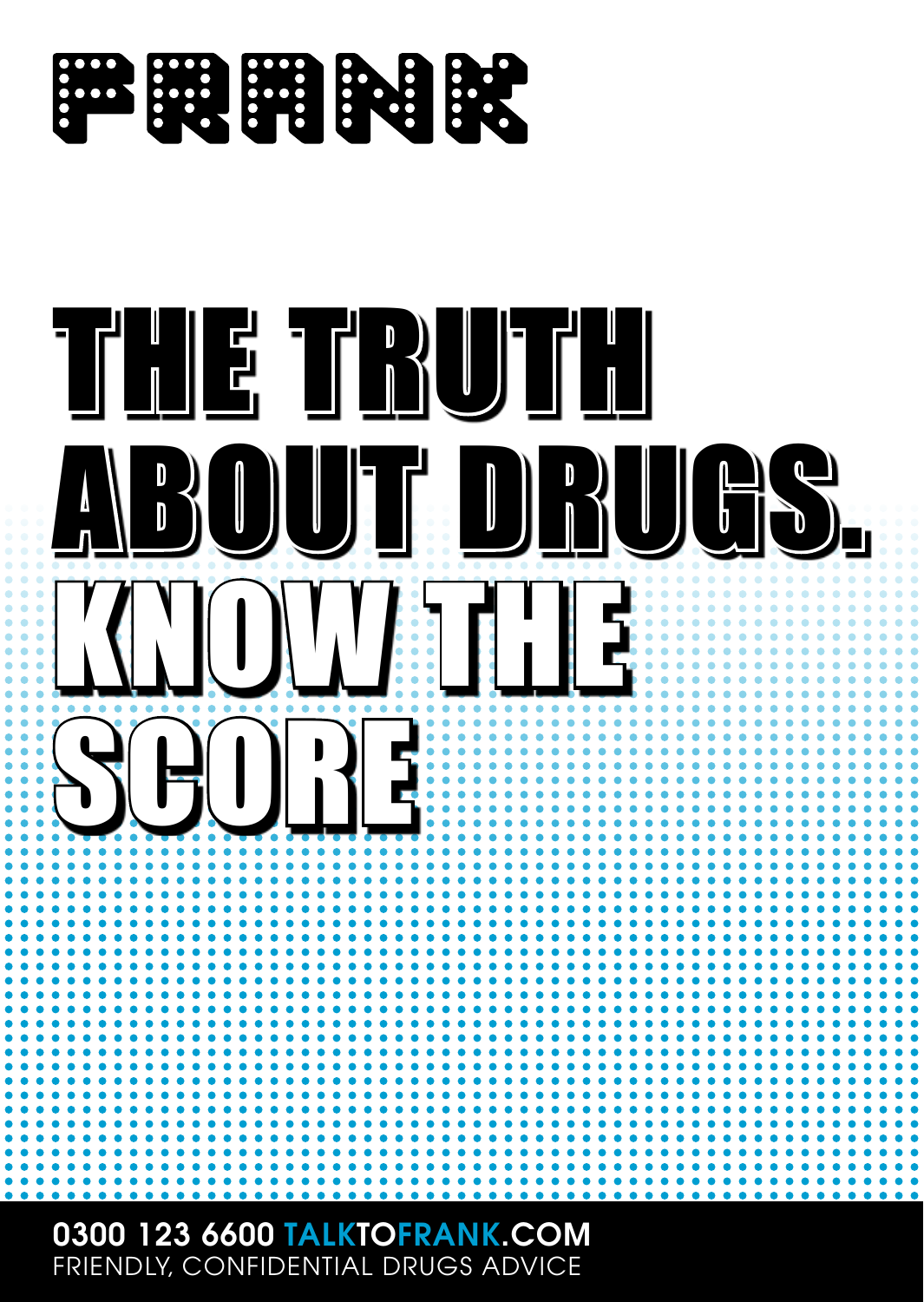# FRANK

# THE TRUTH ABOUT DRUGS. KNOW THE SCORE

**0300 123 6600 TALKTOFRANK.COM**

FRIENDLY, CONFIDENTIAL DRUGS ADVICE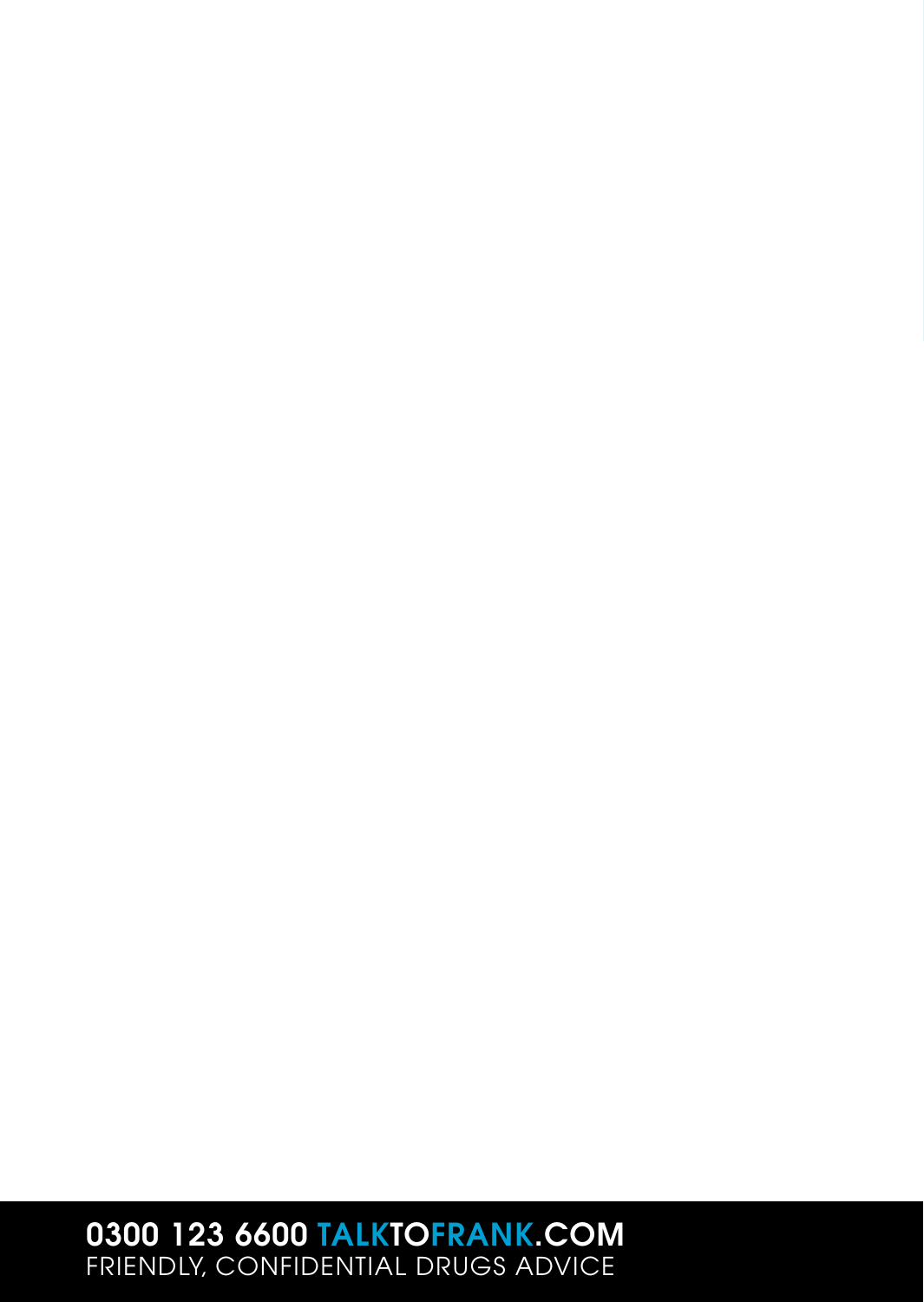**0300 123 6600 TALKTOFRANK.COM**

FRIENDLY, CONFIDENTIAL DRUGS ADVICE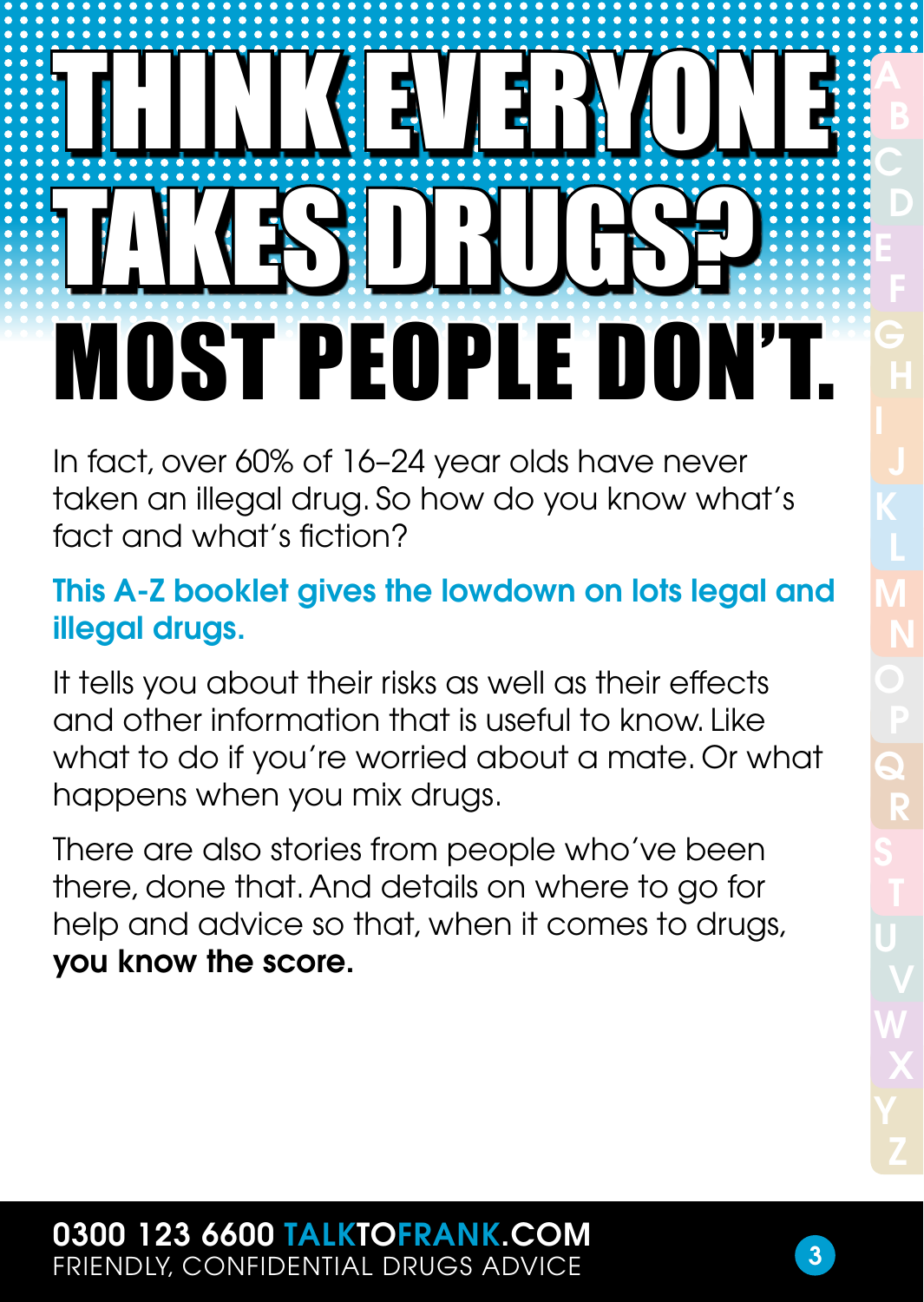# THINK EVERYONE TAKES DRUGS? MOST PEOPLE DON'T.

In fact, over 60% of 16–24 year olds have never taken an illegal drug. So how do you know what's fact and what's fiction?

**This A-Z booklet gives the lowdown on lots legal and illegal drugs.**

It tells you about their risks as well as their effects and other information that is useful to know. Like what to do if you're worried about a mate. Or what happens when you mix drugs.

There are also stories from people who've been there, done that. And details on where to go for help and advice so that, when it comes to drugs, **you know the score.**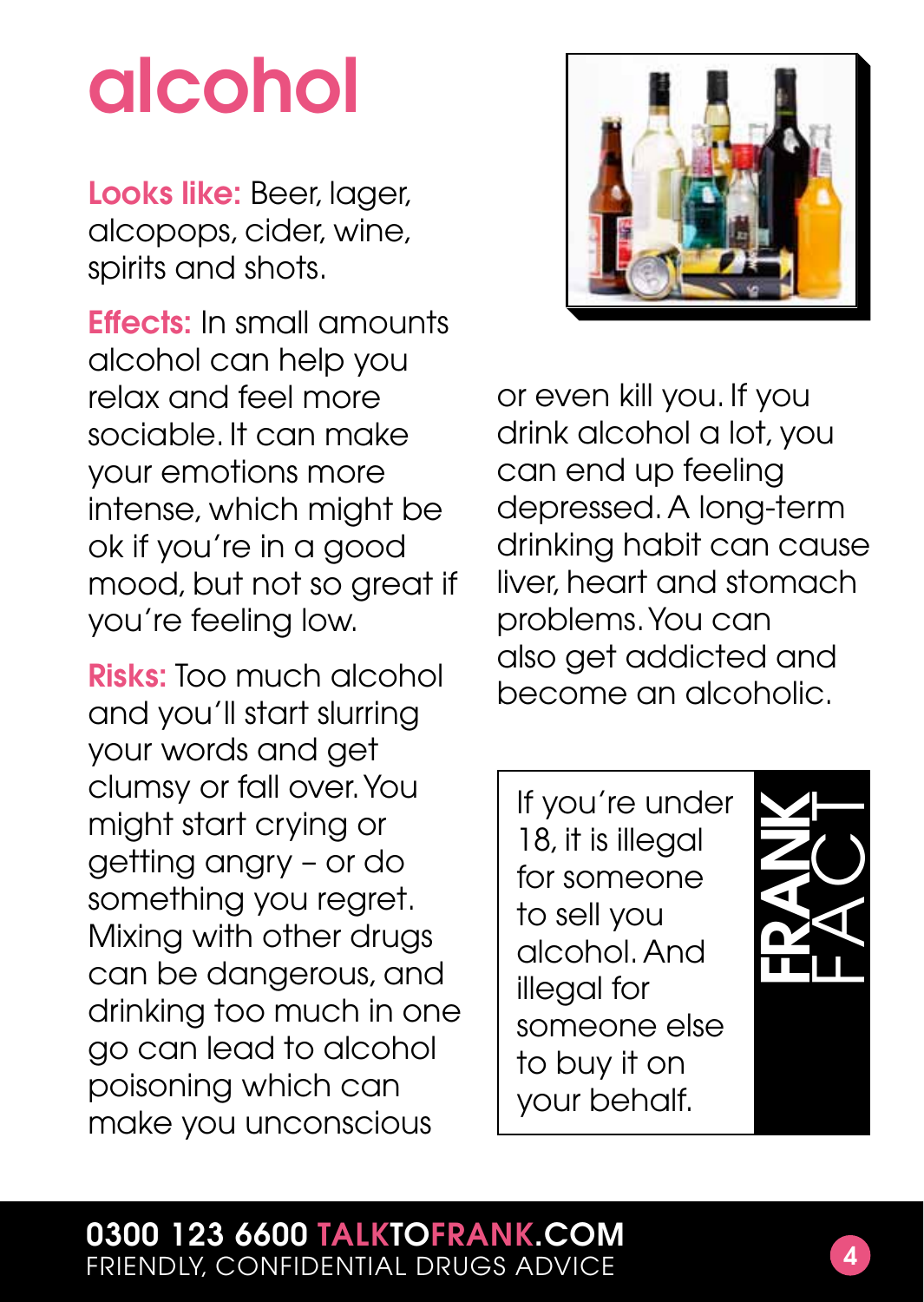# alcohol

**Looks like:** Beer, lager, alcopops, cider, wine, spirits and shots.

**Effects:** In small amounts alcohol can help you relax and feel more sociable. It can make your emotions more intense, which might be ok if you're in a good mood, but not so great if you're feeling low.

**Risks:** Too much alcohol and you'll start slurring your words and get clumsy or fall over. You might start crying or getting angry – or do something you regret. Mixing with other drugs can be dangerous, and drinking too much in one go can lead to alcohol poisoning which can make you unconscious or even kill you. If you drink alcohol a lot, you can end up feeling depressed. A long-term drinking habit can cause liver, heart and stomach problems. You can also get addicted and become an alcoholic.

**FRANK FACT**

If you're under 18, it is illegal for someone to sell you alcohol. And illegal for someone else to buy it on your behalf.

**0300 123 6600 TALKTOFRANK.COM**
FRIENDLY, CONFIDENTIAL DRUGS ADVICE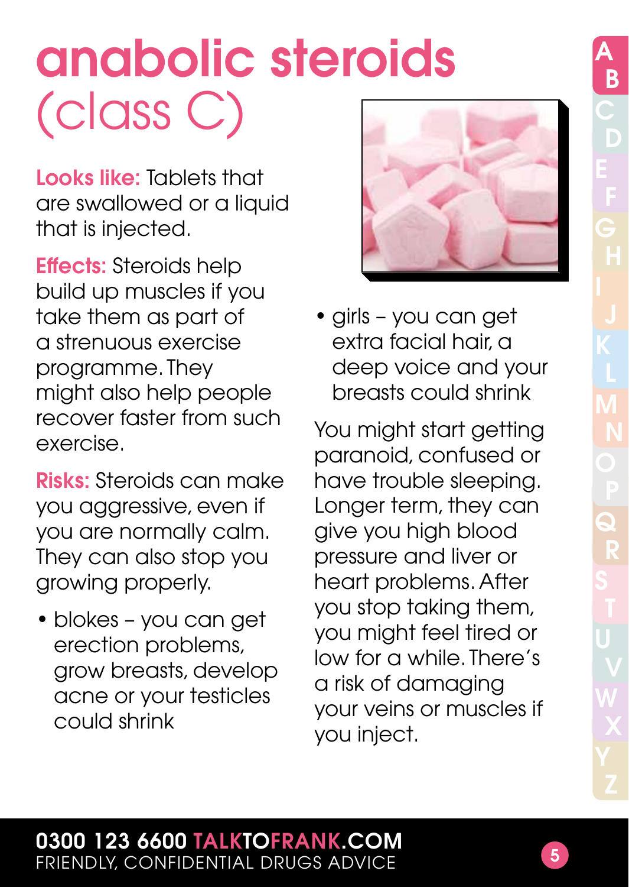# anabolic steroids (class C)

**Looks like:** Tablets that are swallowed or a liquid that is injected.

**Effects:** Steroids help build up muscles if you take them as part of a strenuous exercise programme. They might also help people recover faster from such exercise.

**Risks:** Steroids can make you aggressive, even if you are normally calm. They can also stop you growing properly.

- blokes – you can get erection problems, grow breasts, develop acne or your testicles could shrink
- girls – you can get extra facial hair, a deep voice and your breasts could shrink

You might start getting paranoid, confused or have trouble sleeping. Longer term, they can give you high blood pressure and liver or heart problems. After you stop taking them, you might feel tired or low for a while. There's a risk of damaging your veins or muscles if you inject.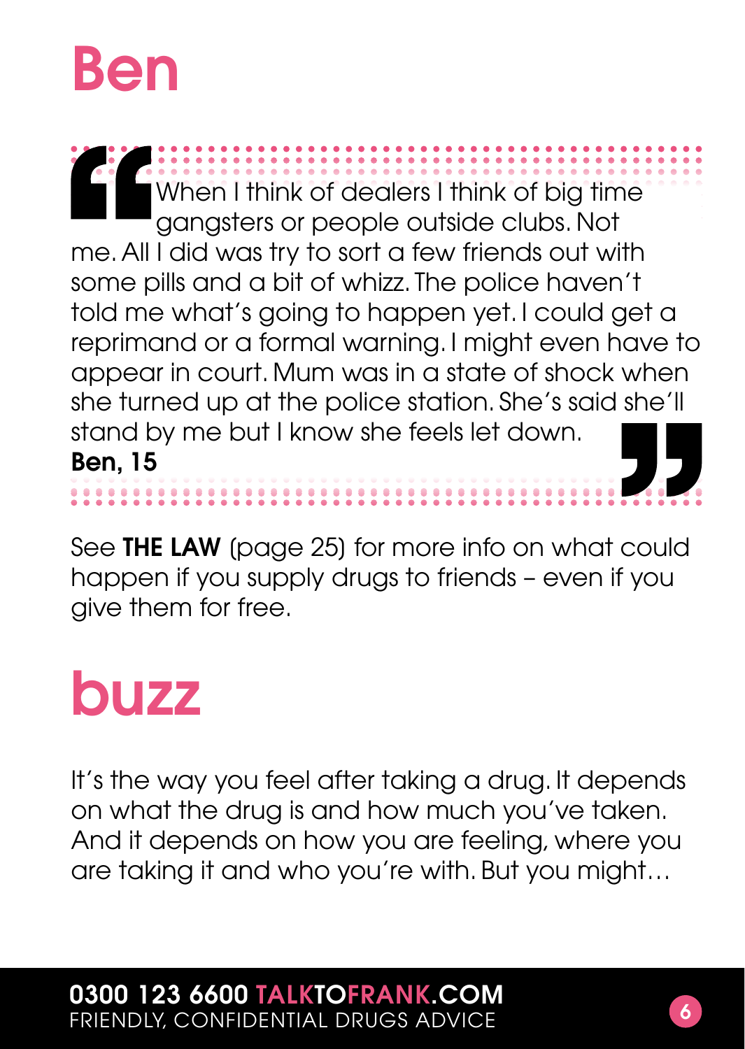# Ben

> “When I think of dealers I think of big time gangsters or people outside clubs. Not me. All I did was try to sort a few friends out with some pills and a bit of whizz. The police haven't told me what's going to happen yet. I could get a reprimand or a formal warning. I might even have to appear in court. Mum was in a state of shock when she turned up at the police station. She's said she'll stand by me but I know she feels let down.”
>
> **Ben, 15**

See **THE LAW** (page 25) for more info on what could happen if you supply drugs to friends – even if you give them for free.

# buzz

It's the way you feel after taking a drug. It depends on what the drug is and how much you've taken. And it depends on how you are feeling, where you are taking it and who you're with. But you might…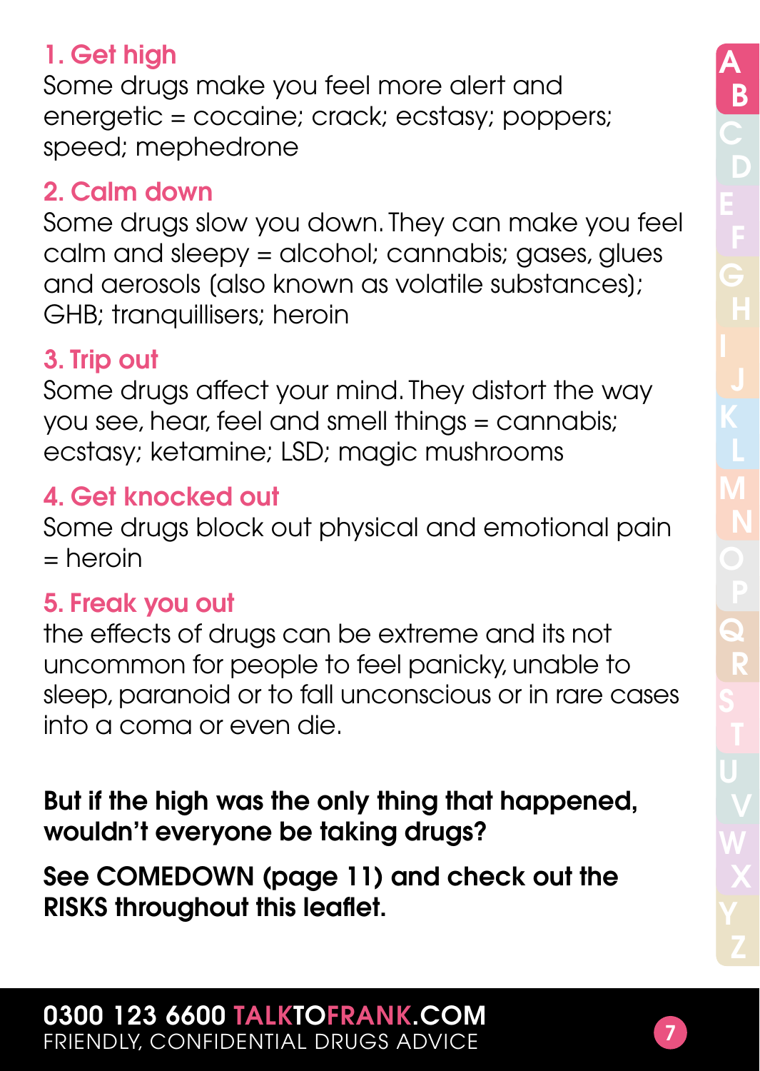## 1. Get high

Some drugs make you feel more alert and energetic = cocaine; crack; ecstasy; poppers; speed; mephedrone

## 2. Calm down

Some drugs slow you down. They can make you feel calm and sleepy = alcohol; cannabis; gases, glues and aerosols (also known as volatile substances); GHB; tranquillisers; heroin

## 3. Trip out

Some drugs affect your mind. They distort the way you see, hear, feel and smell things = cannabis; ecstasy; ketamine; LSD; magic mushrooms

## 4. Get knocked out

Some drugs block out physical and emotional pain = heroin

## 5. Freak you out

the effects of drugs can be extreme and its not uncommon for people to feel panicky, unable to sleep, paranoid or to fall unconscious or in rare cases into a coma or even die.

**But if the high was the only thing that happened, wouldn't everyone be taking drugs?**

**See COMEDOWN (page 11) and check out the RISKS throughout this leaflet.**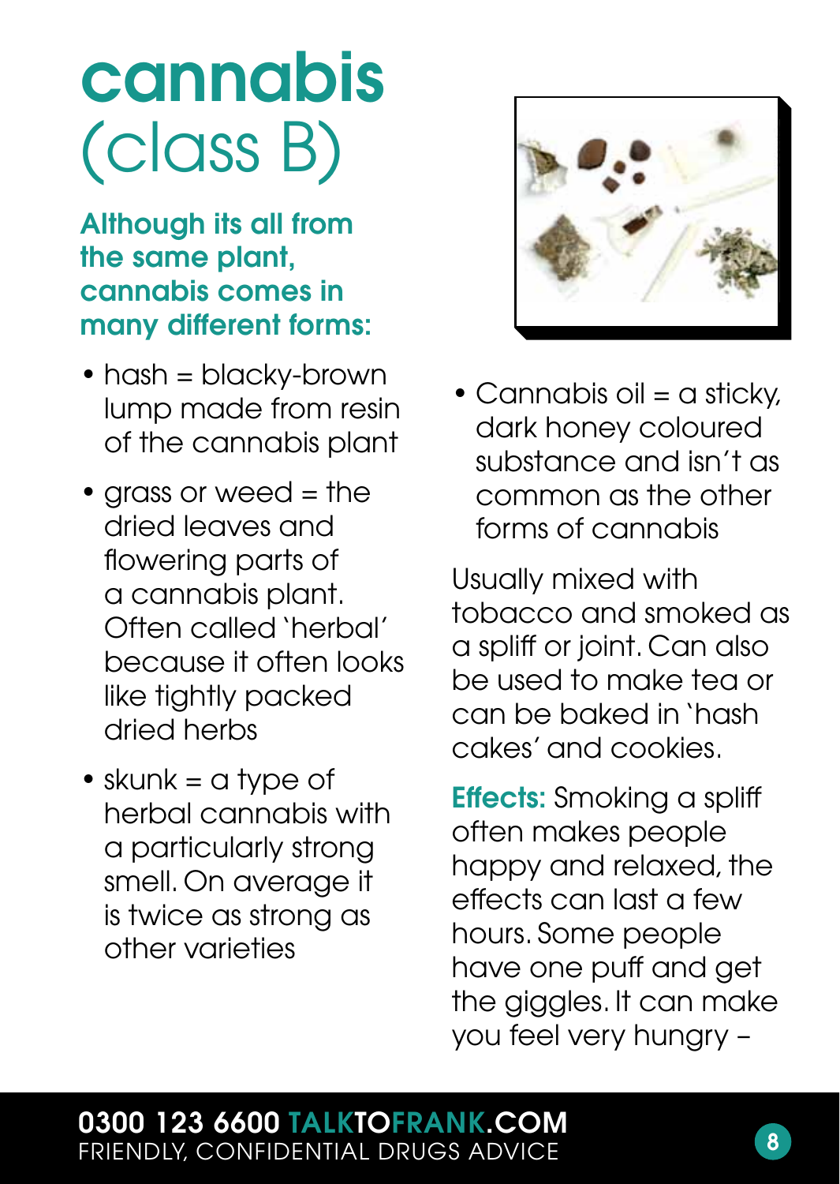# cannabis (class B)

**Although its all from the same plant, cannabis comes in many different forms:**

- hash = blacky-brown lump made from resin of the cannabis plant
- grass or weed = the dried leaves and flowering parts of a cannabis plant. Often called 'herbal' because it often looks like tightly packed dried herbs
- skunk = a type of herbal cannabis with a particularly strong smell. On average it is twice as strong as other varieties
- Cannabis oil = a sticky, dark honey coloured substance and isn't as common as the other forms of cannabis

Usually mixed with tobacco and smoked as a spliff or joint. Can also be used to make tea or can be baked in 'hash cakes' and cookies.

**Effects:** Smoking a spliff often makes people happy and relaxed, the effects can last a few hours. Some people have one puff and get the giggles. It can make you feel very hungry –

**0300 123 6600 TALKTOFRANK.COM**
FRIENDLY, CONFIDENTIAL DRUGS ADVICE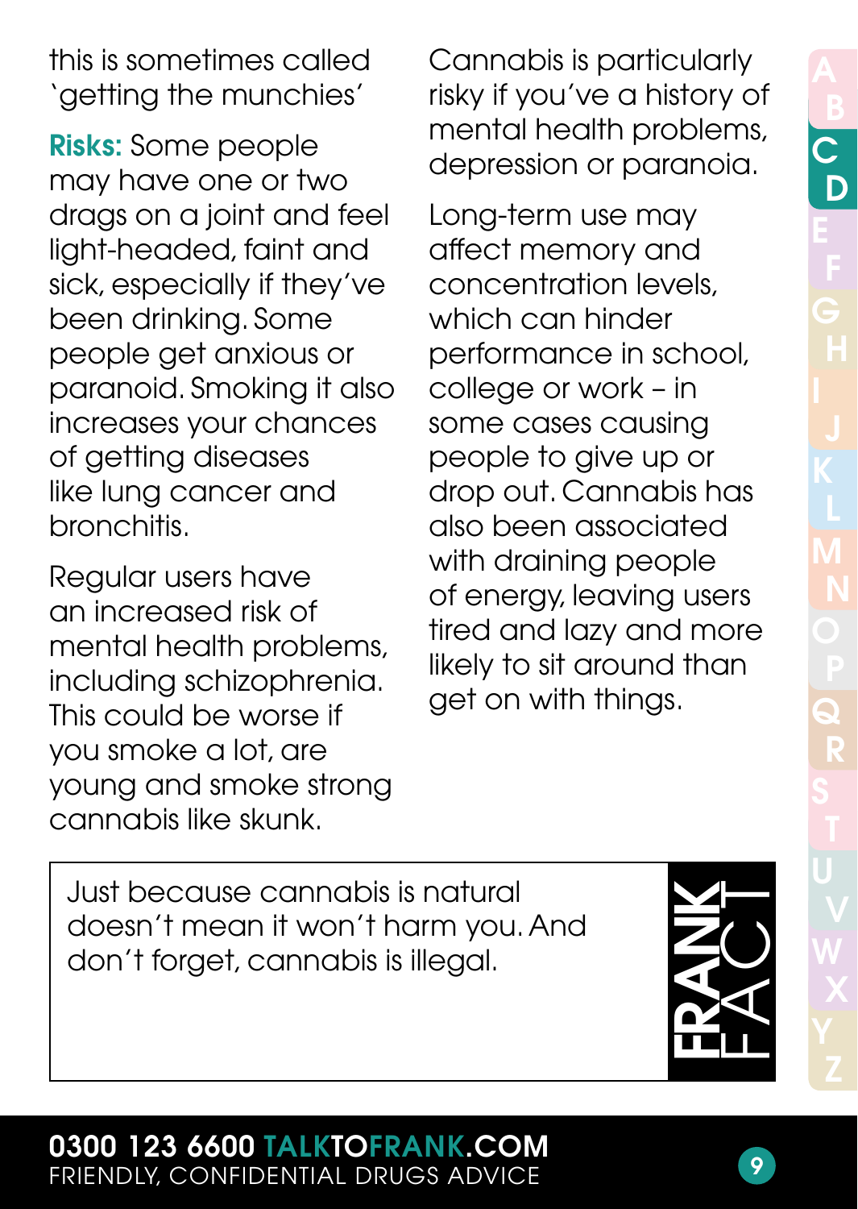this is sometimes called 'getting the munchies'

**Risks:** Some people may have one or two drags on a joint and feel light-headed, faint and sick, especially if they've been drinking. Some people get anxious or paranoid. Smoking it also increases your chances of getting diseases like lung cancer and bronchitis.

Regular users have an increased risk of mental health problems, including schizophrenia. This could be worse if you smoke a lot, are young and smoke strong cannabis like skunk.

Cannabis is particularly risky if you've a history of mental health problems, depression or paranoia.

Long-term use may affect memory and concentration levels, which can hinder performance in school, college or work – in some cases causing people to give up or drop out. Cannabis has also been associated with draining people of energy, leaving users tired and lazy and more likely to sit around than get on with things.

> Just because cannabis is natural doesn't mean it won't harm you. And don't forget, cannabis is illegal.
>
> **FRANK** FACT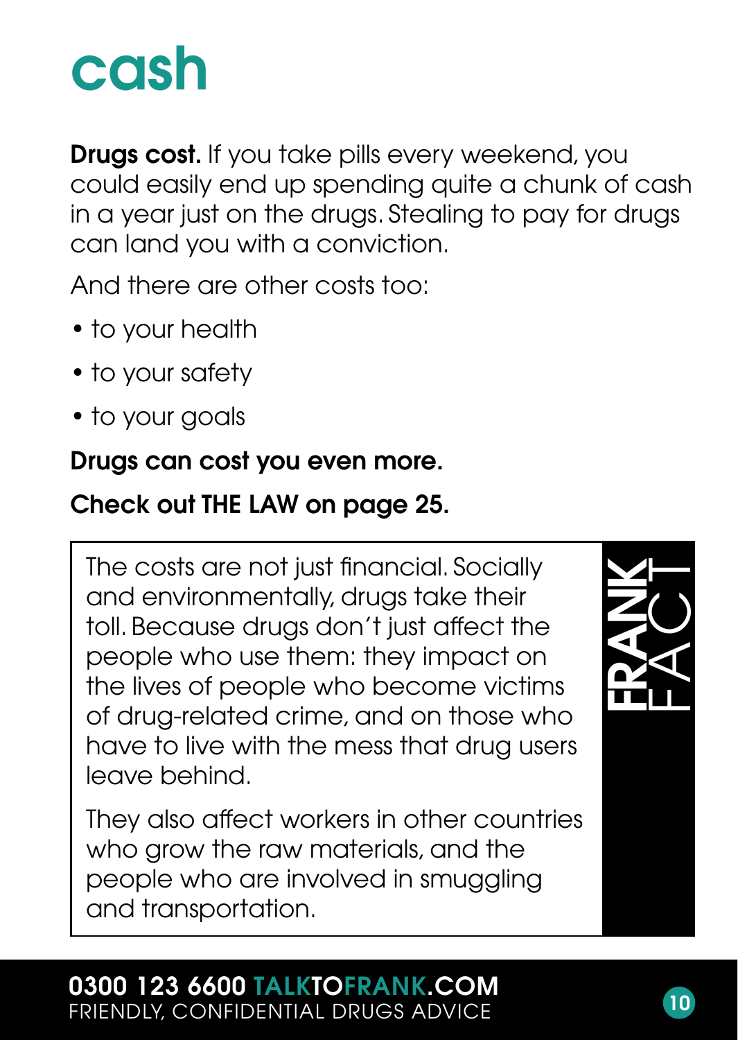# cash

**Drugs cost.** If you take pills every weekend, you could easily end up spending quite a chunk of cash in a year just on the drugs. Stealing to pay for drugs can land you with a conviction.

And there are other costs too:

- to your health
- to your safety
- to your goals

**Drugs can cost you even more.**

**Check out THE LAW on page 25.**

> **FRANK FACT**
>
> The costs are not just financial. Socially and environmentally, drugs take their toll. Because drugs don't just affect the people who use them: they impact on the lives of people who become victims of drug-related crime, and on those who have to live with the mess that drug users leave behind.
>
> They also affect workers in other countries who grow the raw materials, and the people who are involved in smuggling and transportation.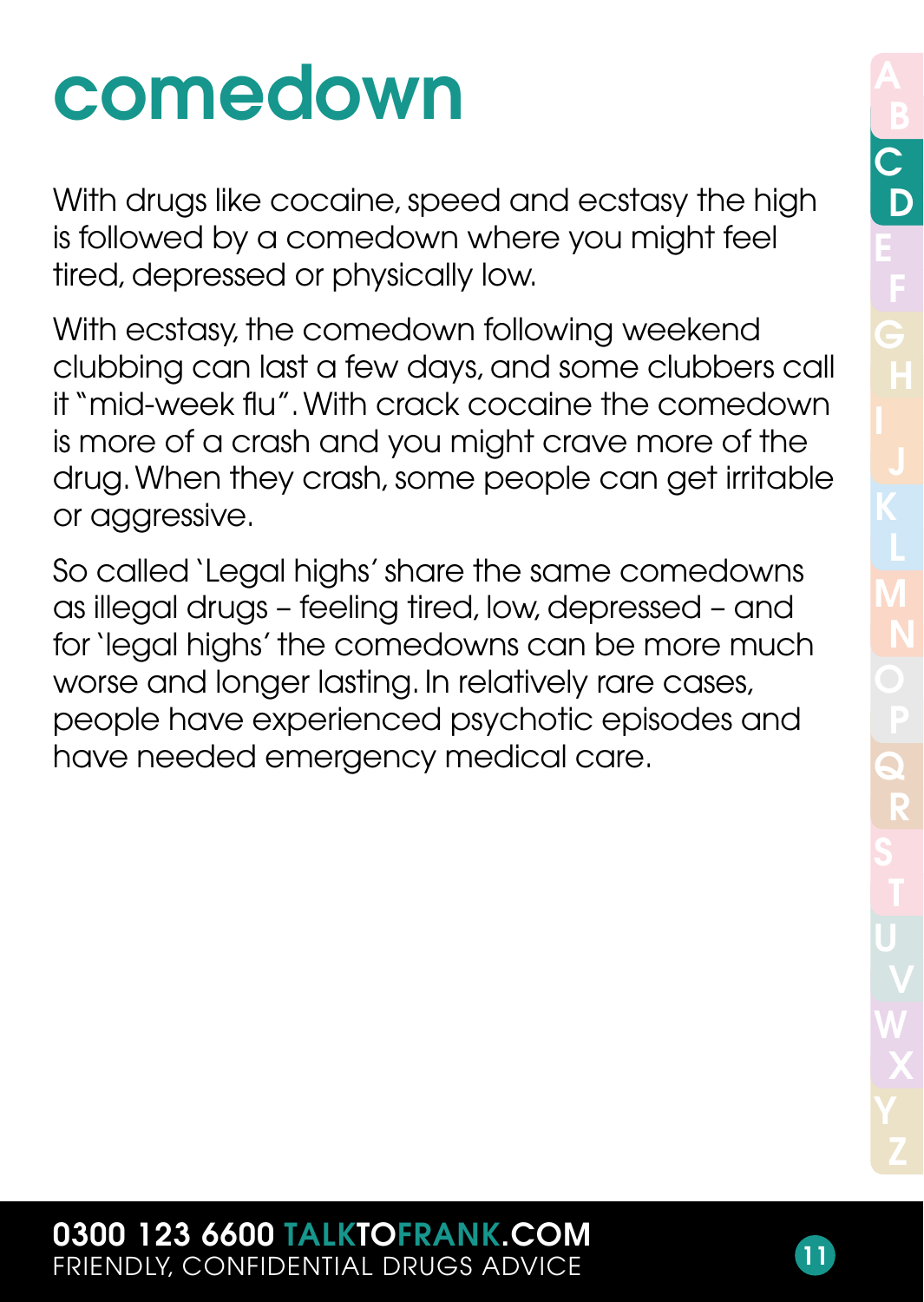# comedown

With drugs like cocaine, speed and ecstasy the high is followed by a comedown where you might feel tired, depressed or physically low.

With ecstasy, the comedown following weekend clubbing can last a few days, and some clubbers call it "mid-week flu". With crack cocaine the comedown is more of a crash and you might crave more of the drug. When they crash, some people can get irritable or aggressive.

So called 'Legal highs' share the same comedowns as illegal drugs – feeling tired, low, depressed – and for 'legal highs' the comedowns can be more much worse and longer lasting. In relatively rare cases, people have experienced psychotic episodes and have needed emergency medical care.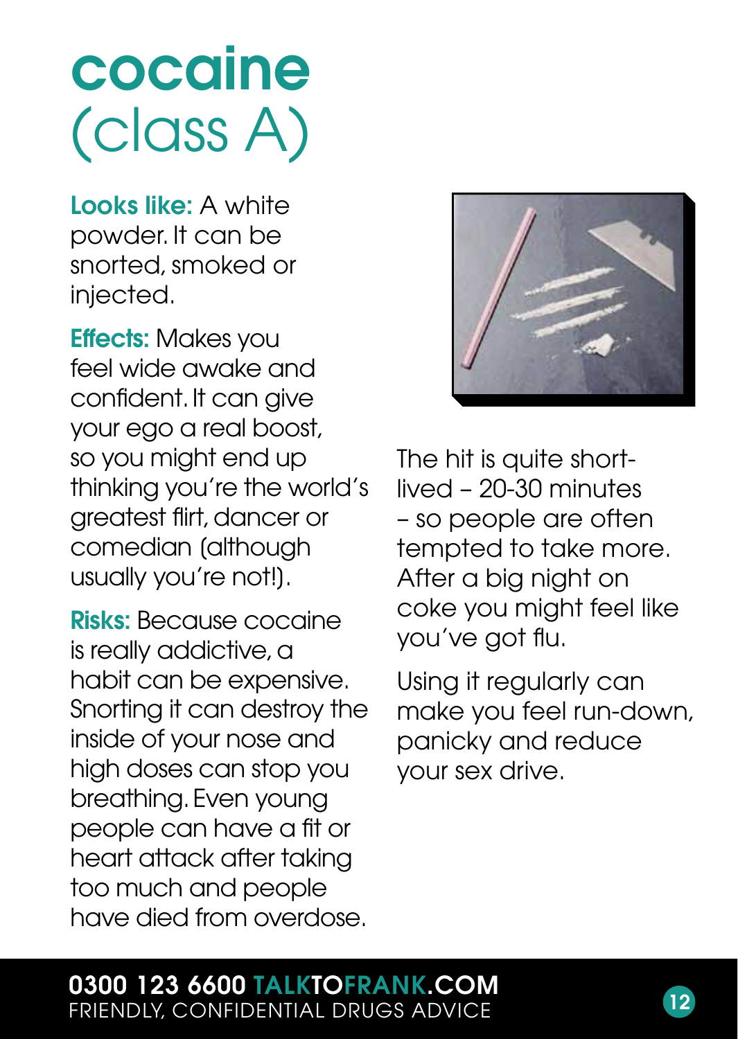# cocaine (class A)

**Looks like:** A white powder. It can be snorted, smoked or injected.

**Effects:** Makes you feel wide awake and confident. It can give your ego a real boost, so you might end up thinking you're the world's greatest flirt, dancer or comedian (although usually you're not!).

**Risks:** Because cocaine is really addictive, a habit can be expensive. Snorting it can destroy the inside of your nose and high doses can stop you breathing. Even young people can have a fit or heart attack after taking too much and people have died from overdose.

The hit is quite short-lived – 20-30 minutes – so people are often tempted to take more. After a big night on coke you might feel like you've got flu.

Using it regularly can make you feel run-down, panicky and reduce your sex drive.

**0300 123 6600 TALKTOFRANK.COM**
FRIENDLY, CONFIDENTIAL DRUGS ADVICE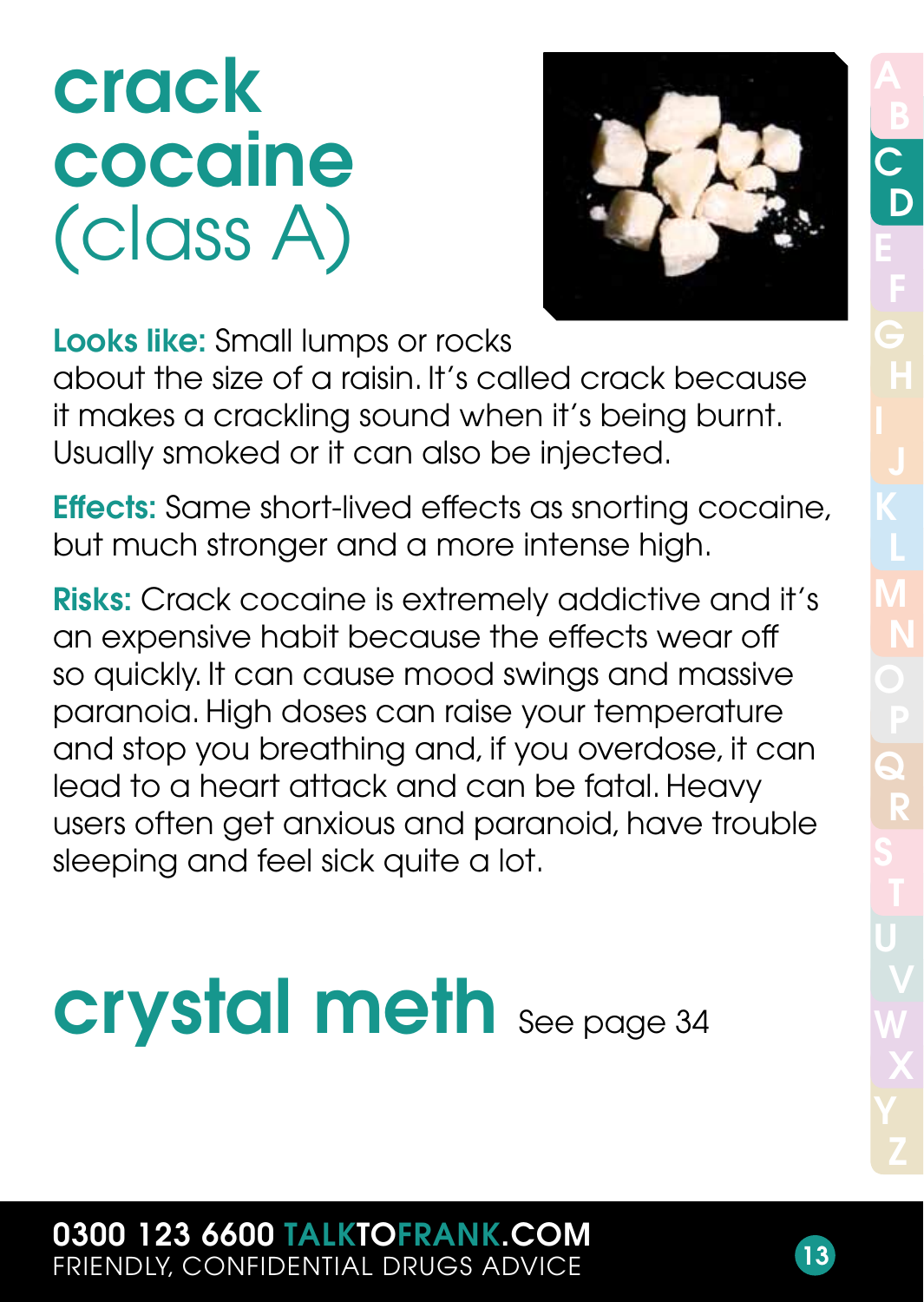# crack cocaine (class A)

**Looks like:** Small lumps or rocks about the size of a raisin. It's called crack because it makes a crackling sound when it's being burnt. Usually smoked or it can also be injected.

**Effects:** Same short-lived effects as snorting cocaine, but much stronger and a more intense high.

**Risks:** Crack cocaine is extremely addictive and it's an expensive habit because the effects wear off so quickly. It can cause mood swings and massive paranoia. High doses can raise your temperature and stop you breathing and, if you overdose, it can lead to a heart attack and can be fatal. Heavy users often get anxious and paranoid, have trouble sleeping and feel sick quite a lot.

# crystal meth

See page 34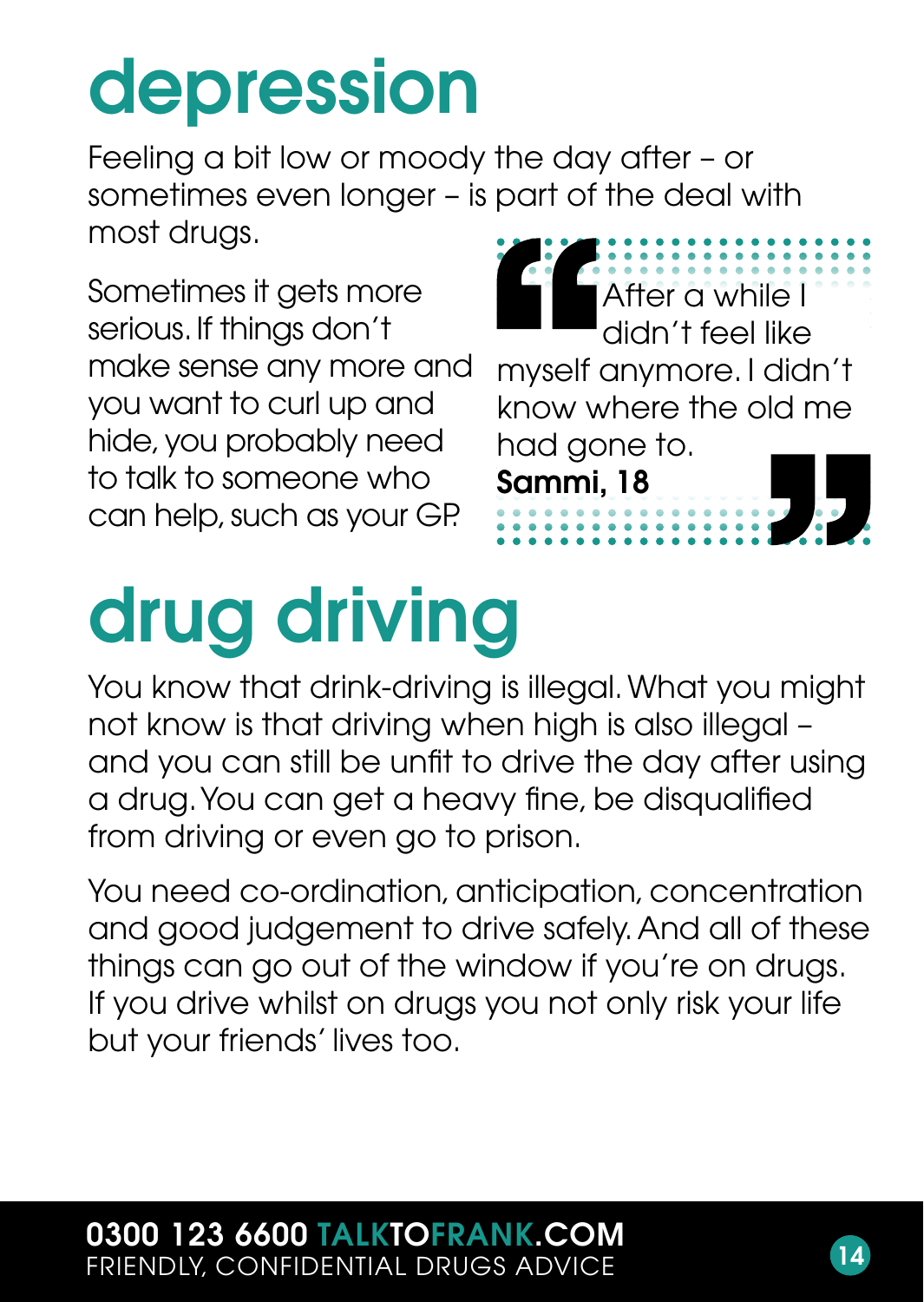# depression

Feeling a bit low or moody the day after – or sometimes even longer – is part of the deal with most drugs.

Sometimes it gets more serious. If things don't make sense any more and you want to curl up and hide, you probably need to talk to someone who can help, such as your GP.

> After a while I didn't feel like myself anymore. I didn't know where the old me had gone to.
>
> **Sammi, 18**

# drug driving

You know that drink-driving is illegal. What you might not know is that driving when high is also illegal – and you can still be unfit to drive the day after using a drug. You can get a heavy fine, be disqualified from driving or even go to prison.

You need co-ordination, anticipation, concentration and good judgement to drive safely. And all of these things can go out of the window if you're on drugs. If you drive whilst on drugs you not only risk your life but your friends' lives too.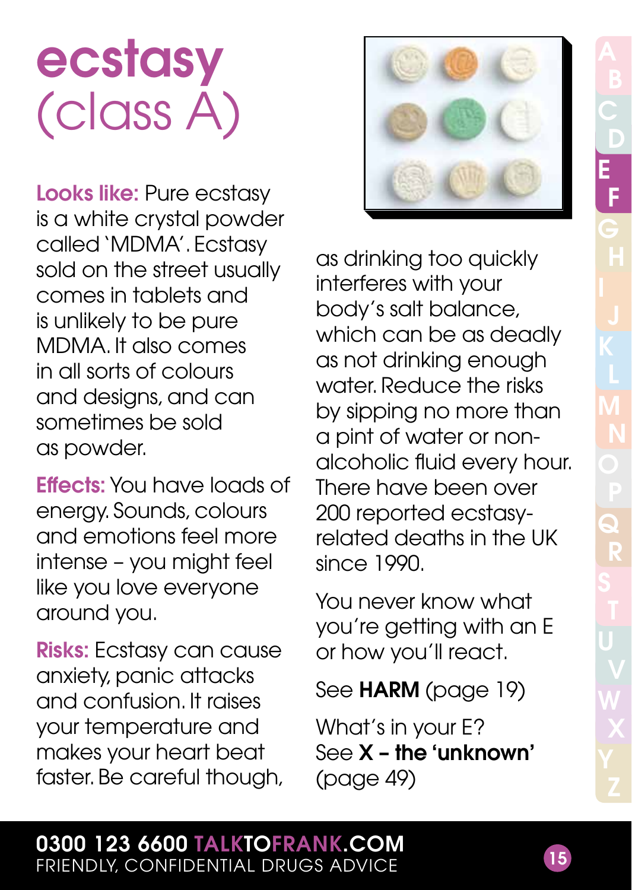# ecstasy (class A)

**Looks like:** Pure ecstasy is a white crystal powder called 'MDMA'. Ecstasy sold on the street usually comes in tablets and is unlikely to be pure MDMA. It also comes in all sorts of colours and designs, and can sometimes be sold as powder.

**Effects:** You have loads of energy. Sounds, colours and emotions feel more intense – you might feel like you love everyone around you.

**Risks:** Ecstasy can cause anxiety, panic attacks and confusion. It raises your temperature and makes your heart beat faster. Be careful though, as drinking too quickly interferes with your body's salt balance, which can be as deadly as not drinking enough water. Reduce the risks by sipping no more than a pint of water or non-alcoholic fluid every hour. There have been over 200 reported ecstasy-related deaths in the UK since 1990.

You never know what you're getting with an E or how you'll react.

See **HARM** (page 19)

What's in your E?
See **X – the 'unknown'** (page 49)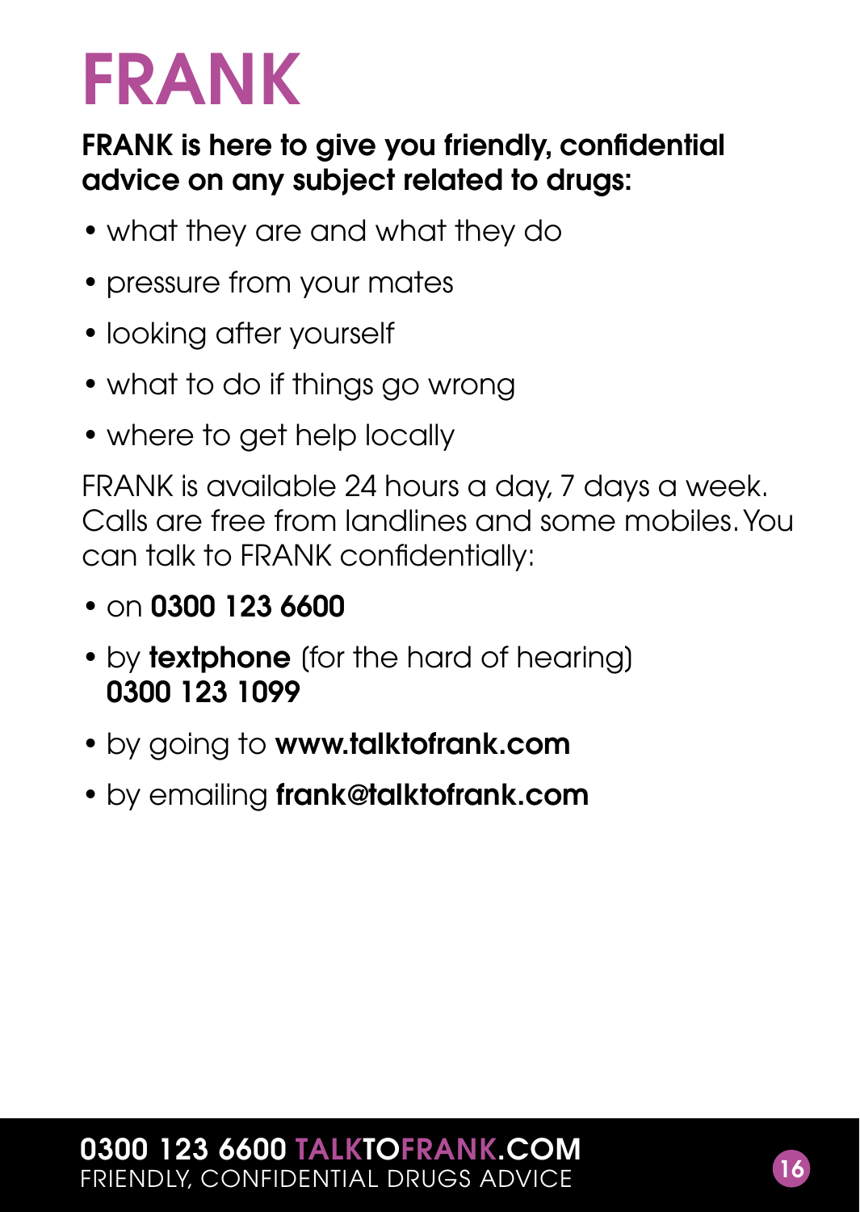# FRANK

**FRANK is here to give you friendly, confidential advice on any subject related to drugs:**

- what they are and what they do
- pressure from your mates
- looking after yourself
- what to do if things go wrong
- where to get help locally

FRANK is available 24 hours a day, 7 days a week. Calls are free from landlines and some mobiles. You can talk to FRANK confidentially:

- on **0300 123 6600**
- by **textphone** (for the hard of hearing) **0300 123 1099**
- by going to **www.talktofrank.com**
- by emailing **frank@talktofrank.com**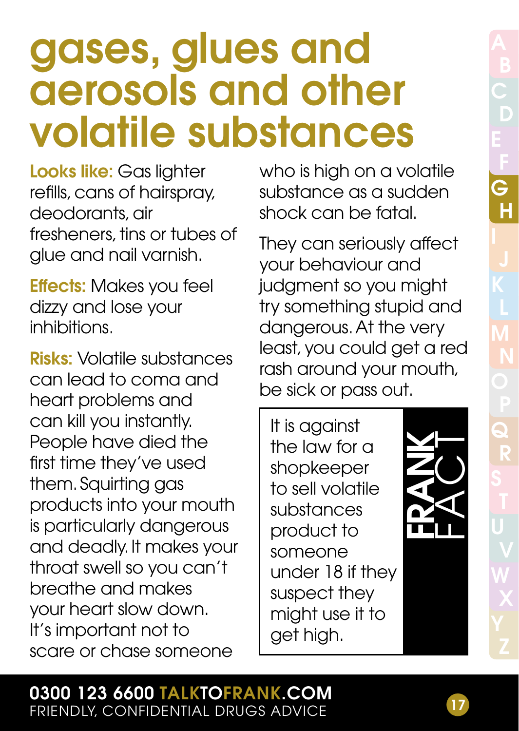# gases, glues and aerosols and other volatile substances

**Looks like:** Gas lighter refills, cans of hairspray, deodorants, air fresheners, tins or tubes of glue and nail varnish.

**Effects:** Makes you feel dizzy and lose your inhibitions.

**Risks:** Volatile substances can lead to coma and heart problems and can kill you instantly. People have died the first time they've used them. Squirting gas products into your mouth is particularly dangerous and deadly. It makes your throat swell so you can't breathe and makes your heart slow down. It's important not to scare or chase someone who is high on a volatile substance as a sudden shock can be fatal.

They can seriously affect your behaviour and judgment so you might try something stupid and dangerous. At the very least, you could get a red rash around your mouth, be sick or pass out.

**FRANK FACT**

It is against the law for a shopkeeper to sell volatile substances product to someone under 18 if they suspect they might use it to get high.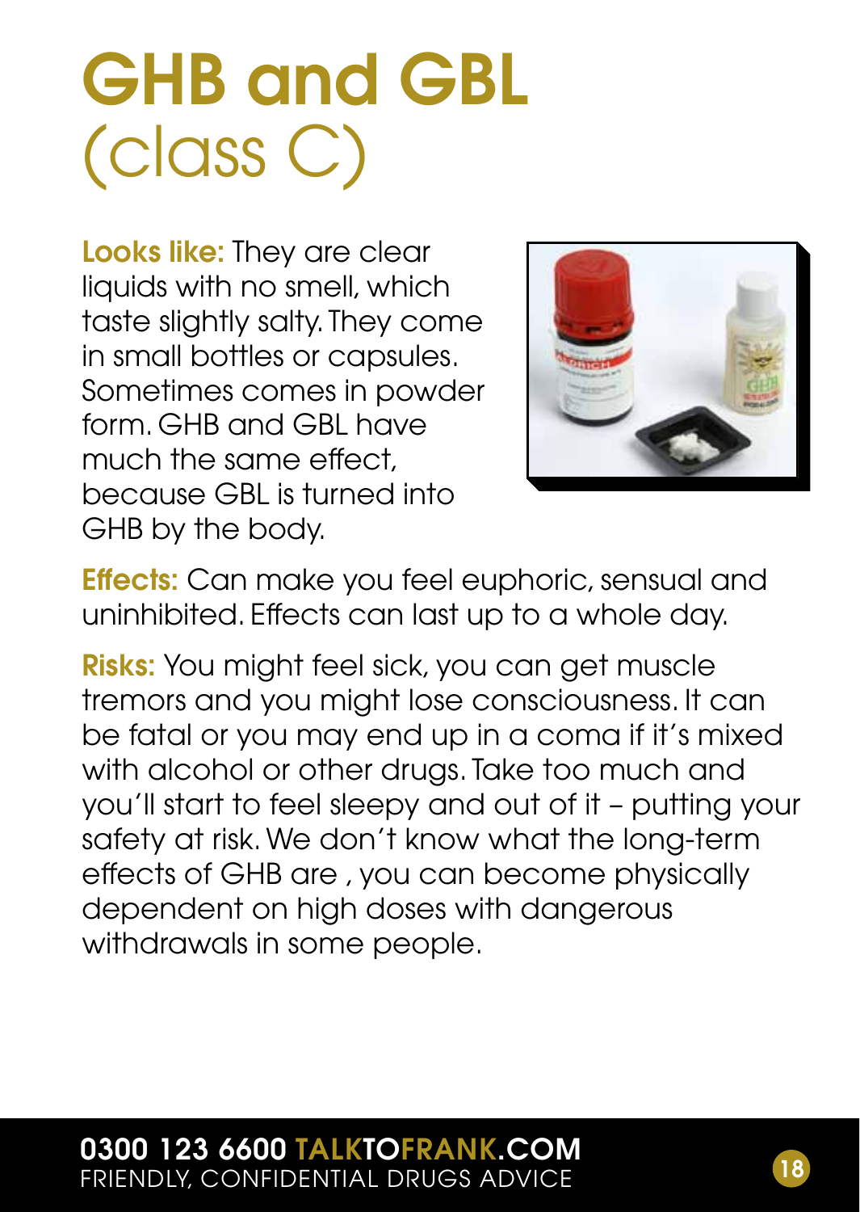# GHB and GBL (class C)

**Looks like:** They are clear liquids with no smell, which taste slightly salty. They come in small bottles or capsules. Sometimes comes in powder form. GHB and GBL have much the same effect, because GBL is turned into GHB by the body.

**Effects:** Can make you feel euphoric, sensual and uninhibited. Effects can last up to a whole day.

**Risks:** You might feel sick, you can get muscle tremors and you might lose consciousness. It can be fatal or you may end up in a coma if it's mixed with alcohol or other drugs. Take too much and you'll start to feel sleepy and out of it – putting your safety at risk. We don't know what the long-term effects of GHB are , you can become physically dependent on high doses with dangerous withdrawals in some people.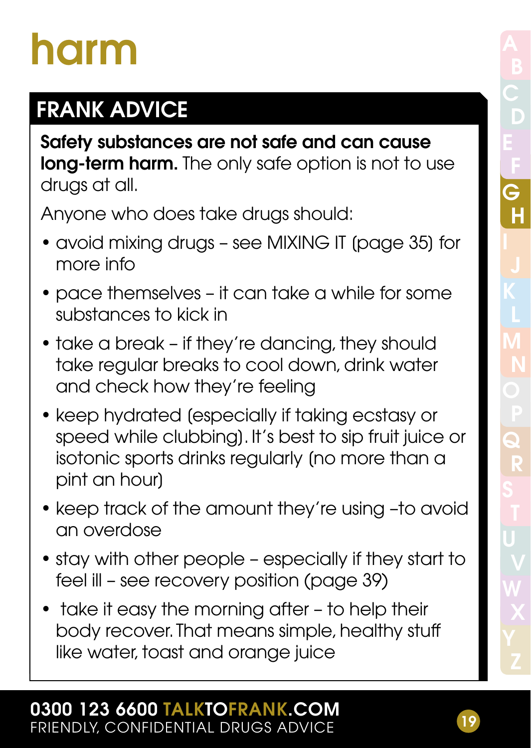# harm

## FRANK ADVICE

**Safety substances are not safe and can cause long-term harm.** The only safe option is not to use drugs at all.

Anyone who does take drugs should:

- avoid mixing drugs – see MIXING IT (page 35) for more info
- pace themselves – it can take a while for some substances to kick in
- take a break – if they're dancing, they should take regular breaks to cool down, drink water and check how they're feeling
- keep hydrated (especially if taking ecstasy or speed while clubbing). It's best to sip fruit juice or isotonic sports drinks regularly (no more than a pint an hour)
- keep track of the amount they're using –to avoid an overdose
- stay with other people – especially if they start to feel ill – see recovery position (page 39)
- take it easy the morning after – to help their body recover. That means simple, healthy stuff like water, toast and orange juice

**0300 123 6600 TALKTOFRANK.COM**
FRIENDLY, CONFIDENTIAL DRUGS ADVICE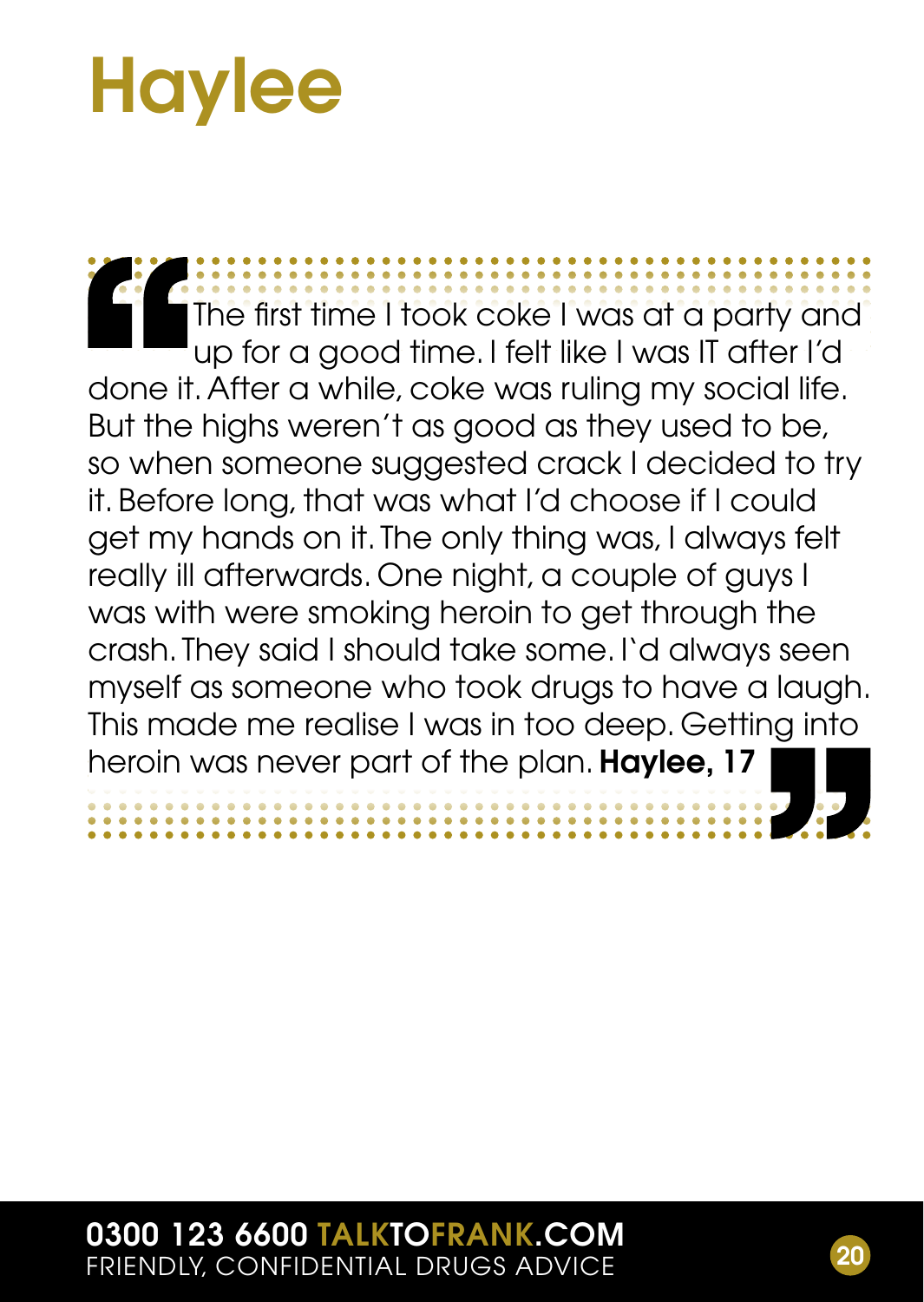# Haylee

> The first time I took coke I was at a party and up for a good time. I felt like I was IT after I'd done it. After a while, coke was ruling my social life. But the highs weren't as good as they used to be, so when someone suggested crack I decided to try it. Before long, that was what I'd choose if I could get my hands on it. The only thing was, I always felt really ill afterwards. One night, a couple of guys I was with were smoking heroin to get through the crash. They said I should take some. I`d always seen myself as someone who took drugs to have a laugh. This made me realise I was in too deep. Getting into heroin was never part of the plan. **Haylee, 17**

**0300 123 6600 TALKTOFRANK.COM**
FRIENDLY, CONFIDENTIAL DRUGS ADVICE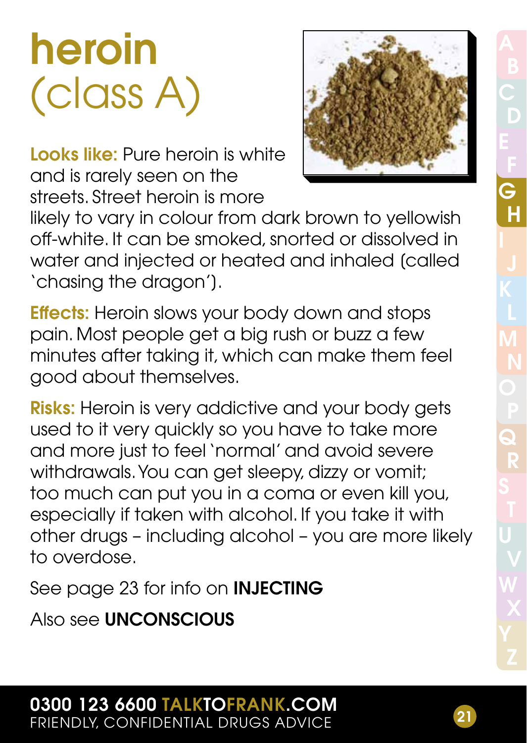# heroin (class A)

**Looks like:** Pure heroin is white and is rarely seen on the streets. Street heroin is more likely to vary in colour from dark brown to yellowish off-white. It can be smoked, snorted or dissolved in water and injected or heated and inhaled (called 'chasing the dragon').

**Effects:** Heroin slows your body down and stops pain. Most people get a big rush or buzz a few minutes after taking it, which can make them feel good about themselves.

**Risks:** Heroin is very addictive and your body gets used to it very quickly so you have to take more and more just to feel 'normal' and avoid severe withdrawals. You can get sleepy, dizzy or vomit; too much can put you in a coma or even kill you, especially if taken with alcohol. If you take it with other drugs – including alcohol – you are more likely to overdose.

See page 23 for info on **INJECTING**

Also see **UNCONSCIOUS**

**0300 123 6600 TALKTOFRANK.COM**
FRIENDLY, CONFIDENTIAL DRUGS ADVICE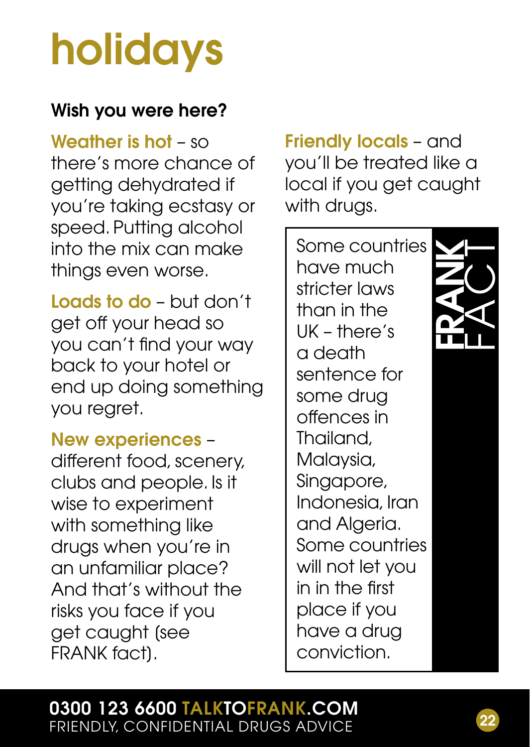# holidays

**Wish you were here?**

**Weather is hot** – so there's more chance of getting dehydrated if you're taking ecstasy or speed. Putting alcohol into the mix can make things even worse.

**Loads to do** – but don't get off your head so you can't find your way back to your hotel or end up doing something you regret.

**New experiences** – different food, scenery, clubs and people. Is it wise to experiment with something like drugs when you're in an unfamiliar place? And that's without the risks you face if you get caught (see FRANK fact).

**Friendly locals** – and you'll be treated like a local if you get caught with drugs.

**FRANK FACT**

Some countries have much stricter laws than in the UK – there's a death sentence for some drug offences in Thailand, Malaysia, Singapore, Indonesia, Iran and Algeria. Some countries will not let you in in the first place if you have a drug conviction.

**0300 123 6600 TALKTOFRANK.COM**
FRIENDLY, CONFIDENTIAL DRUGS ADVICE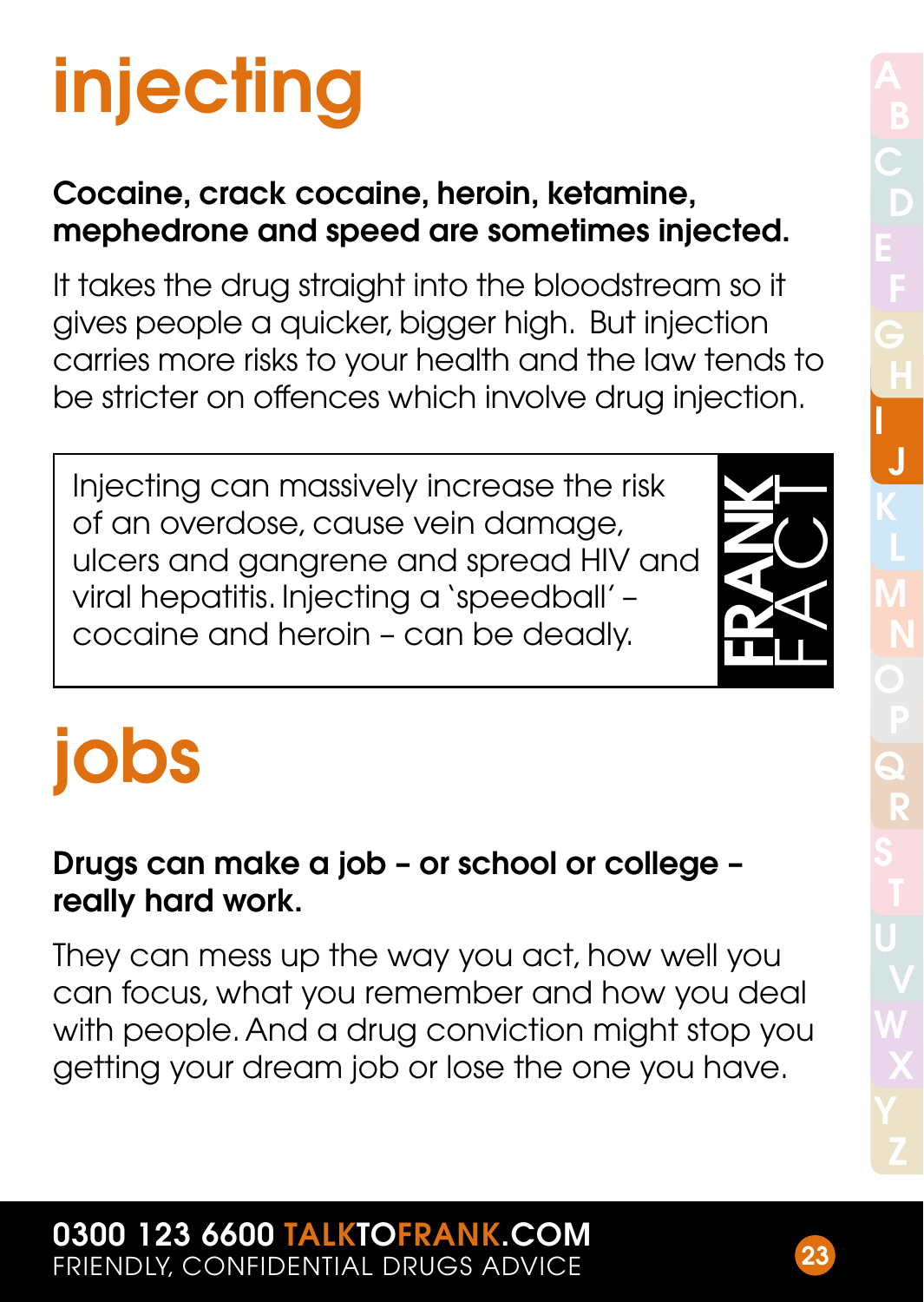# injecting

**Cocaine, crack cocaine, heroin, ketamine, mephedrone and speed are sometimes injected.**

It takes the drug straight into the bloodstream so it gives people a quicker, bigger high. But injection carries more risks to your health and the law tends to be stricter on offences which involve drug injection.

> Injecting can massively increase the risk of an overdose, cause vein damage, ulcers and gangrene and spread HIV and viral hepatitis. Injecting a 'speedball' – cocaine and heroin – can be deadly.
>
> **FRANK** FACT

# jobs

**Drugs can make a job – or school or college – really hard work.**

They can mess up the way you act, how well you can focus, what you remember and how you deal with people. And a drug conviction might stop you getting your dream job or lose the one you have.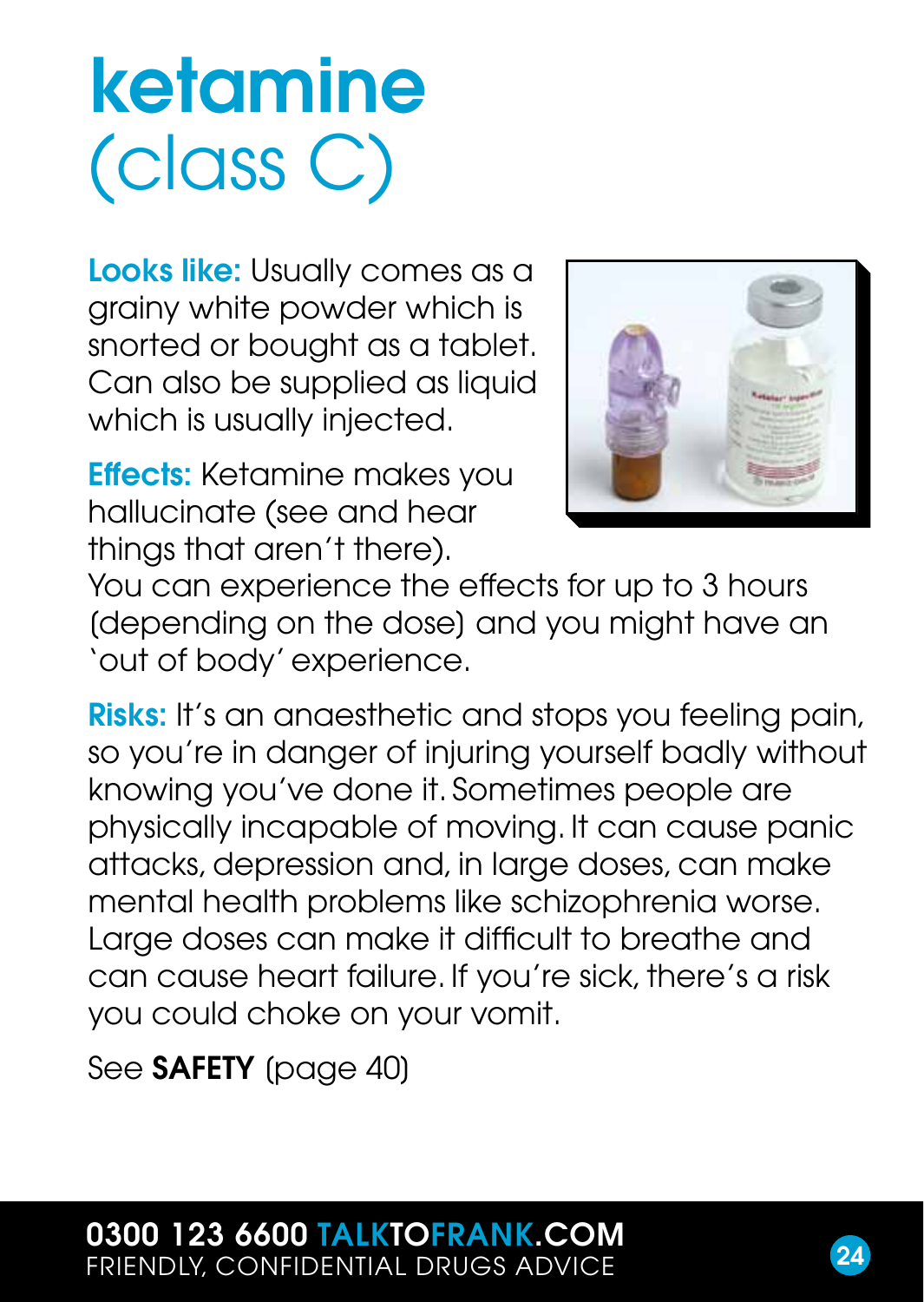# ketamine (class C)

**Looks like:** Usually comes as a grainy white powder which is snorted or bought as a tablet. Can also be supplied as liquid which is usually injected.

**Effects:** Ketamine makes you hallucinate (see and hear things that aren't there). You can experience the effects for up to 3 hours (depending on the dose) and you might have an 'out of body' experience.

**Risks:** It's an anaesthetic and stops you feeling pain, so you're in danger of injuring yourself badly without knowing you've done it. Sometimes people are physically incapable of moving. It can cause panic attacks, depression and, in large doses, can make mental health problems like schizophrenia worse. Large doses can make it difficult to breathe and can cause heart failure. If you're sick, there's a risk you could choke on your vomit.

See **SAFETY** (page 40)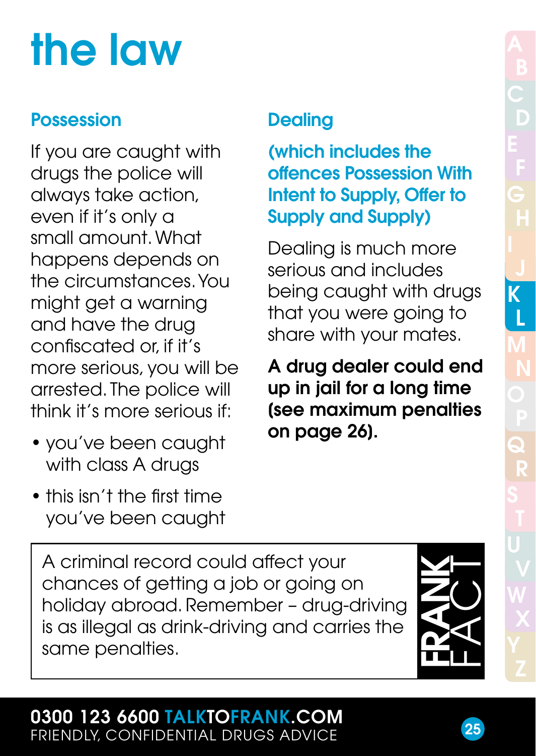# the law

## Possession

If you are caught with drugs the police will always take action, even if it's only a small amount. What happens depends on the circumstances. You might get a warning and have the drug confiscated or, if it's more serious, you will be arrested. The police will think it's more serious if:

- you've been caught with class A drugs
- this isn't the first time you've been caught

## Dealing

### (which includes the offences Possession With Intent to Supply, Offer to Supply and Supply)

Dealing is much more serious and includes being caught with drugs that you were going to share with your mates.

**A drug dealer could end up in jail for a long time (see maximum penalties on page 26).**

> A criminal record could affect your chances of getting a job or going on holiday abroad. Remember – drug-driving is as illegal as drink-driving and carries the same penalties.
>
> **FRANK** FACT

**0300 123 6600 TALKTOFRANK.COM**
FRIENDLY, CONFIDENTIAL DRUGS ADVICE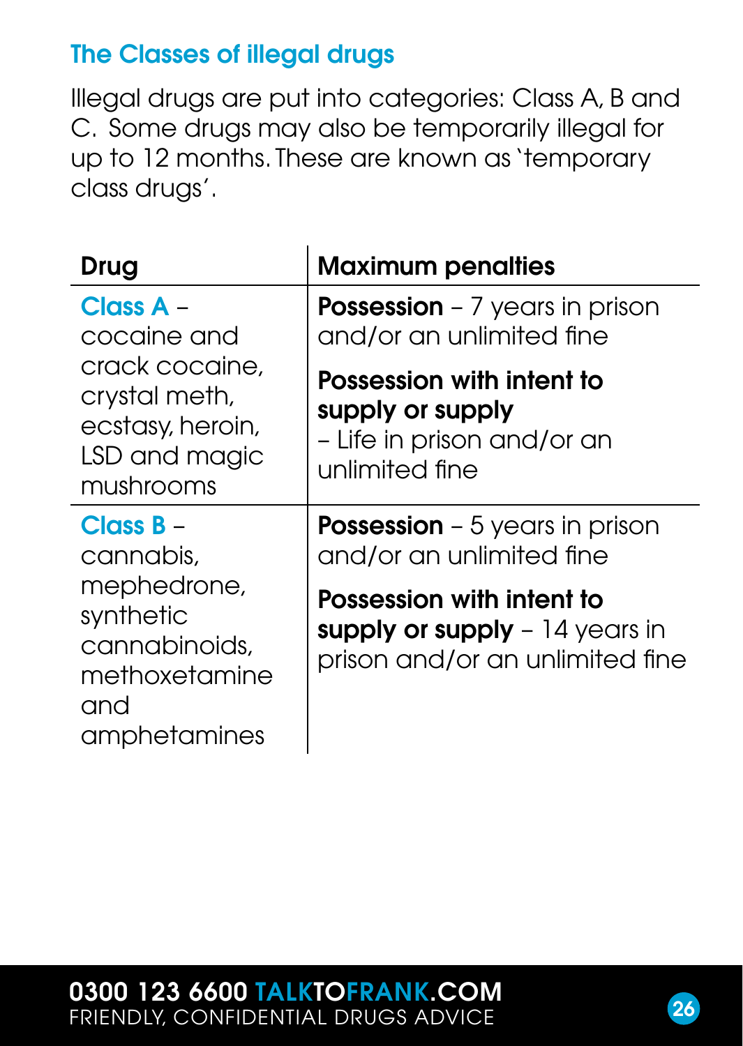## The Classes of illegal drugs

Illegal drugs are put into categories: Class A, B and C. Some drugs may also be temporarily illegal for up to 12 months. These are known as 'temporary class drugs'.

| Drug | Maximum penalties |
|---|---|
| **Class A** – cocaine and crack cocaine, crystal meth, ecstasy, heroin, LSD and magic mushrooms | **Possession** – 7 years in prison and/or an unlimited fine<br><br>**Possession with intent to supply or supply** – Life in prison and/or an unlimited fine |
| **Class B** – cannabis, mephedrone, synthetic cannabinoids, methoxetamine and amphetamines | **Possession** – 5 years in prison and/or an unlimited fine<br><br>**Possession with intent to supply or supply** – 14 years in prison and/or an unlimited fine |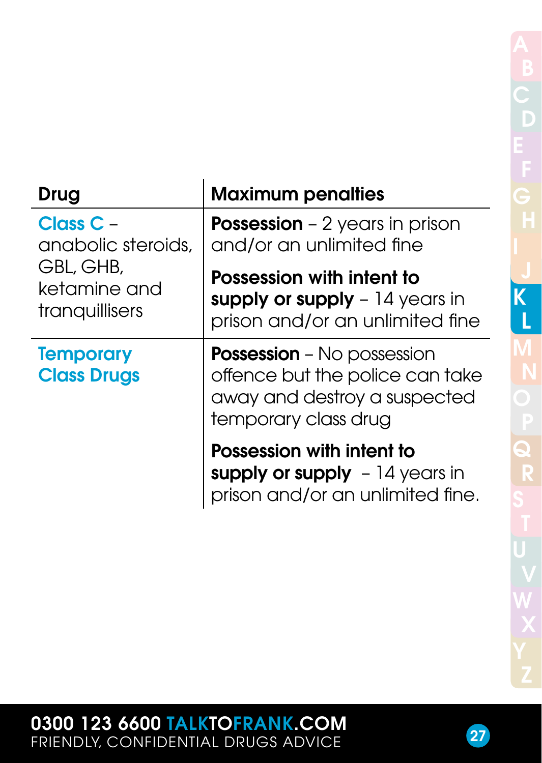| Drug | Maximum penalties |
|---|---|
| **Class C** – anabolic steroids, GBL, GHB, ketamine and tranquillisers | **Possession** – 2 years in prison and/or an unlimited fine<br><br>**Possession with intent to supply or supply** – 14 years in prison and/or an unlimited fine |
| **Temporary Class Drugs** | **Possession** – No possession offence but the police can take away and destroy a suspected temporary class drug<br><br>**Possession with intent to supply or supply** – 14 years in prison and/or an unlimited fine. |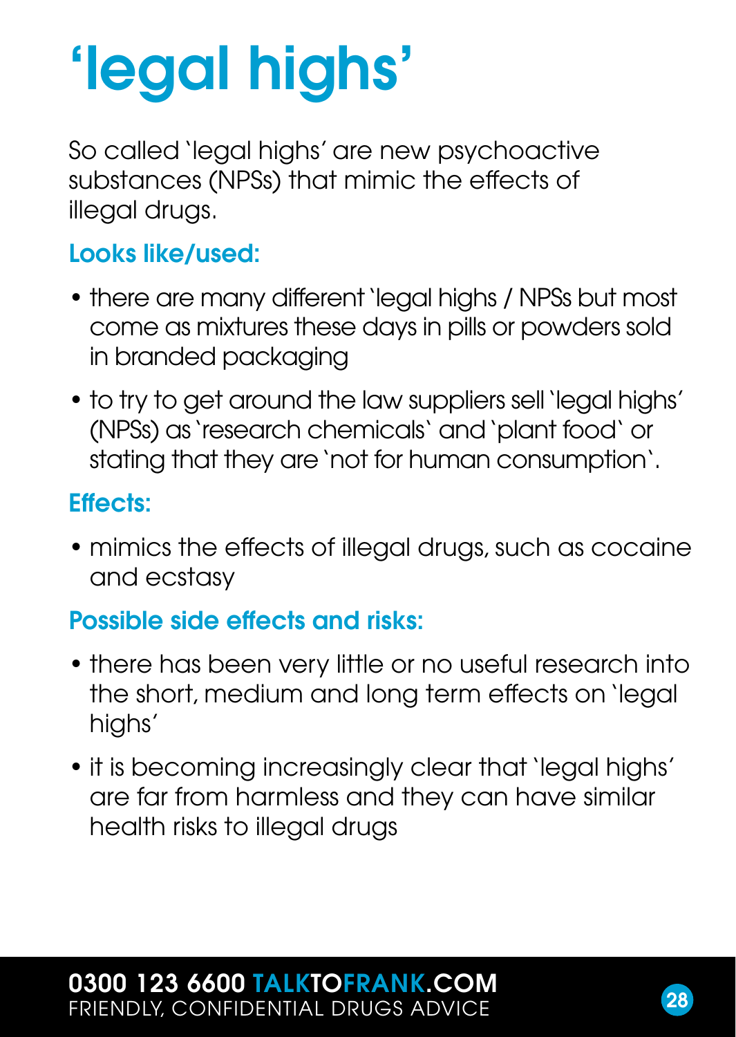# 'legal highs'

So called 'legal highs' are new psychoactive substances (NPSs) that mimic the effects of illegal drugs.

### Looks like/used:

- there are many different 'legal highs / NPSs but most come as mixtures these days in pills or powders sold in branded packaging
- to try to get around the law suppliers sell 'legal highs' (NPSs) as 'research chemicals' and 'plant food' or stating that they are 'not for human consumption'.

### Effects:

- mimics the effects of illegal drugs, such as cocaine and ecstasy

### Possible side effects and risks:

- there has been very little or no useful research into the short, medium and long term effects on 'legal highs'
- it is becoming increasingly clear that 'legal highs' are far from harmless and they can have similar health risks to illegal drugs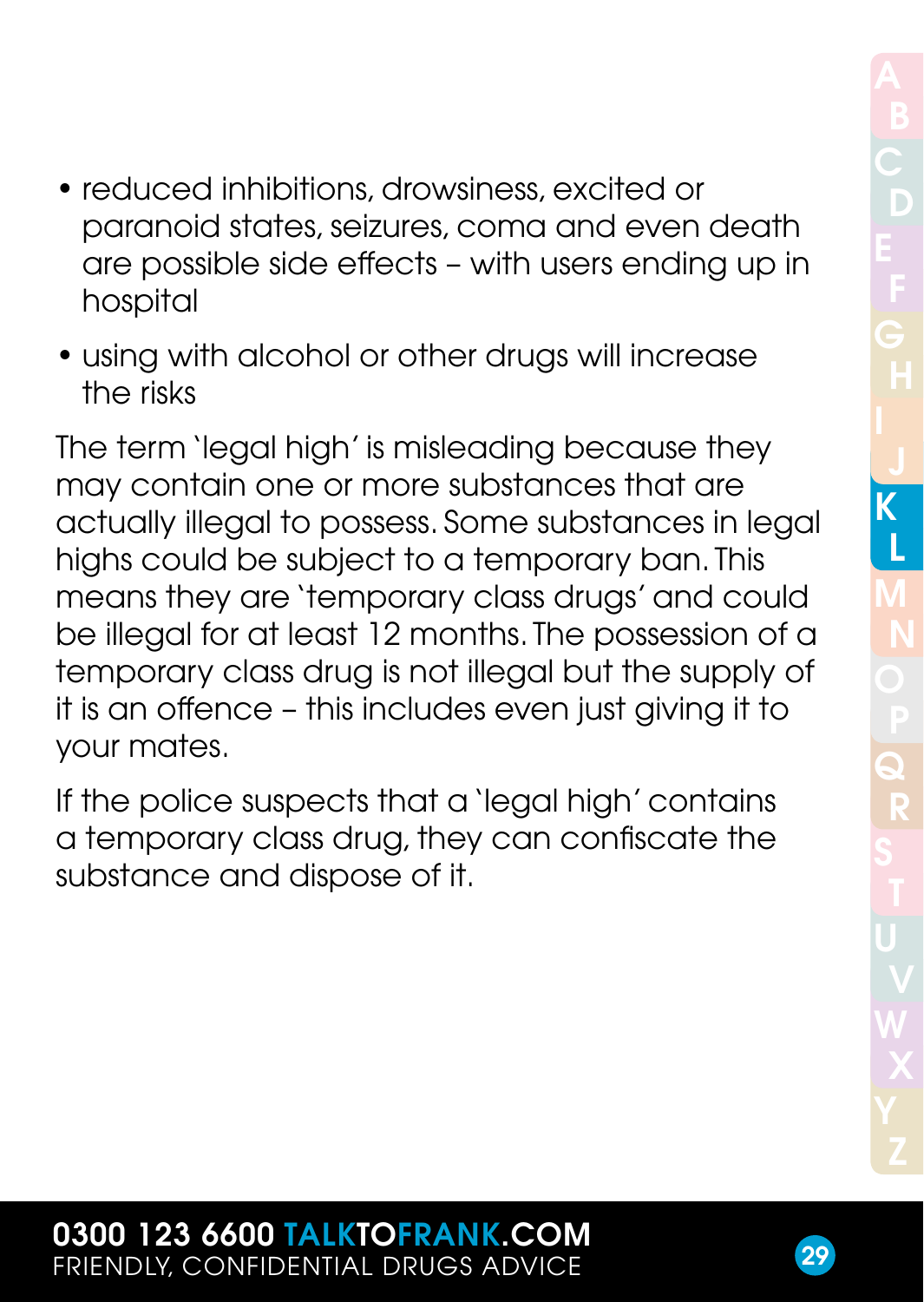- reduced inhibitions, drowsiness, excited or paranoid states, seizures, coma and even death are possible side effects – with users ending up in hospital
- using with alcohol or other drugs will increase the risks

The term 'legal high' is misleading because they may contain one or more substances that are actually illegal to possess. Some substances in legal highs could be subject to a temporary ban. This means they are 'temporary class drugs' and could be illegal for at least 12 months. The possession of a temporary class drug is not illegal but the supply of it is an offence – this includes even just giving it to your mates.

If the police suspects that a 'legal high' contains a temporary class drug, they can confiscate the substance and dispose of it.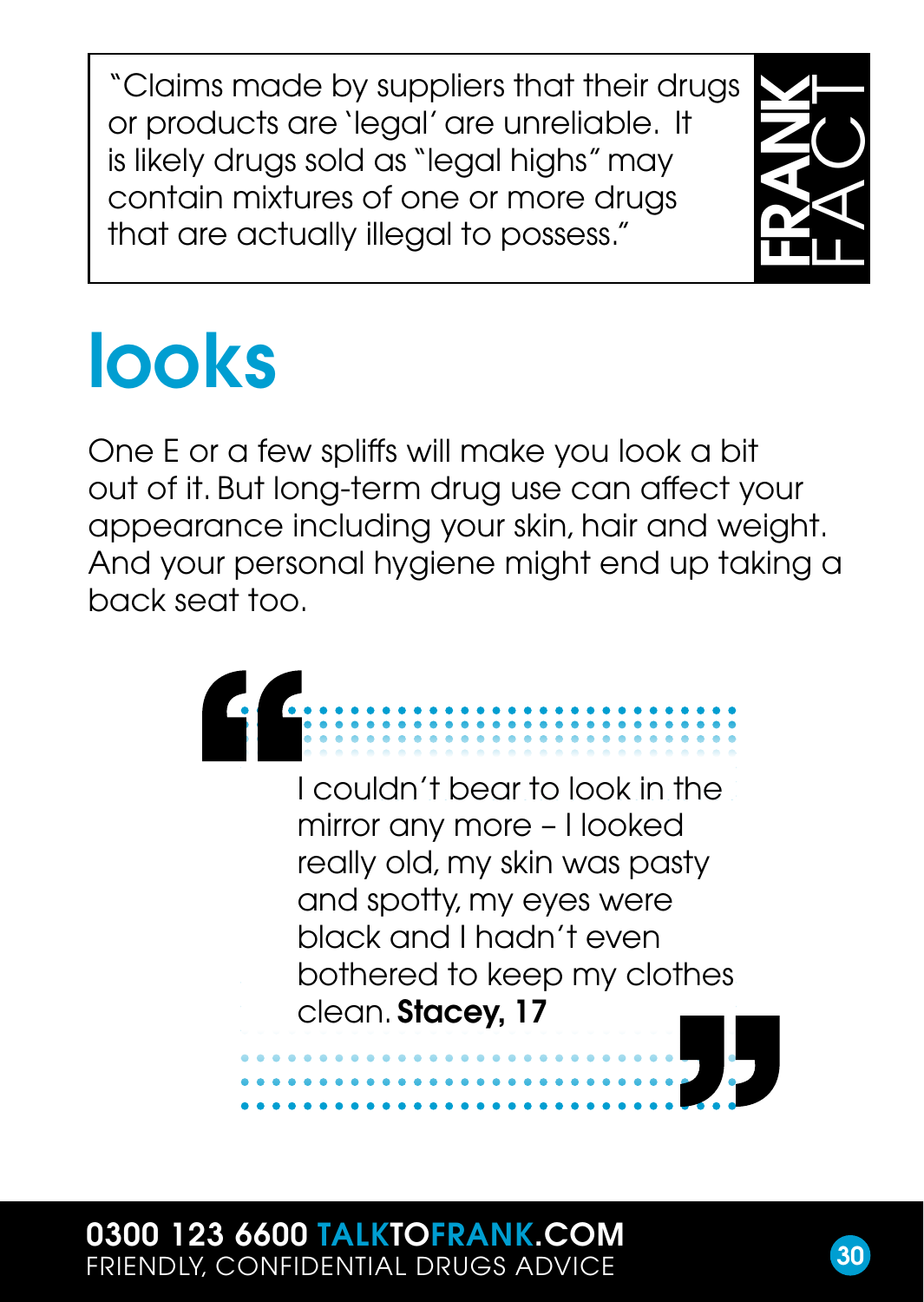> "Claims made by suppliers that their drugs or products are 'legal' are unreliable. It is likely drugs sold as "legal highs" may contain mixtures of one or more drugs that are actually illegal to possess."

**FRANK FACT**

# looks

One E or a few spliffs will make you look a bit out of it. But long-term drug use can affect your appearance including your skin, hair and weight. And your personal hygiene might end up taking a back seat too.

> "I couldn't bear to look in the mirror any more – I looked really old, my skin was pasty and spotty, my eyes were black and I hadn't even bothered to keep my clothes clean. **Stacey, 17**"

**0300 123 6600 TALKTOFRANK.COM**
FRIENDLY, CONFIDENTIAL DRUGS ADVICE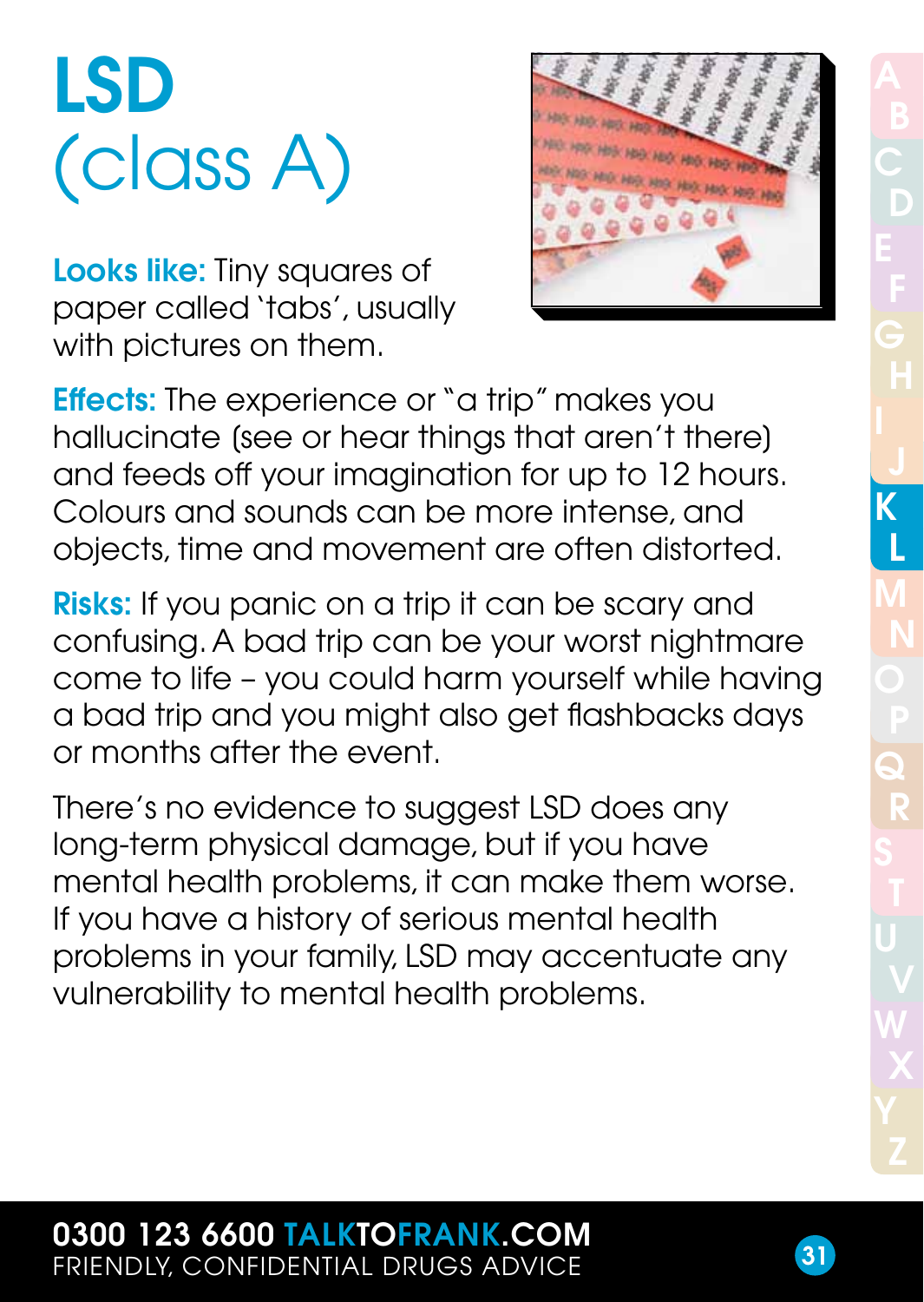# LSD
(class A)

**Looks like:** Tiny squares of paper called 'tabs', usually with pictures on them.

**Effects:** The experience or "a trip" makes you hallucinate (see or hear things that aren't there) and feeds off your imagination for up to 12 hours. Colours and sounds can be more intense, and objects, time and movement are often distorted.

**Risks:** If you panic on a trip it can be scary and confusing. A bad trip can be your worst nightmare come to life – you could harm yourself while having a bad trip and you might also get flashbacks days or months after the event.

There's no evidence to suggest LSD does any long-term physical damage, but if you have mental health problems, it can make them worse. If you have a history of serious mental health problems in your family, LSD may accentuate any vulnerability to mental health problems.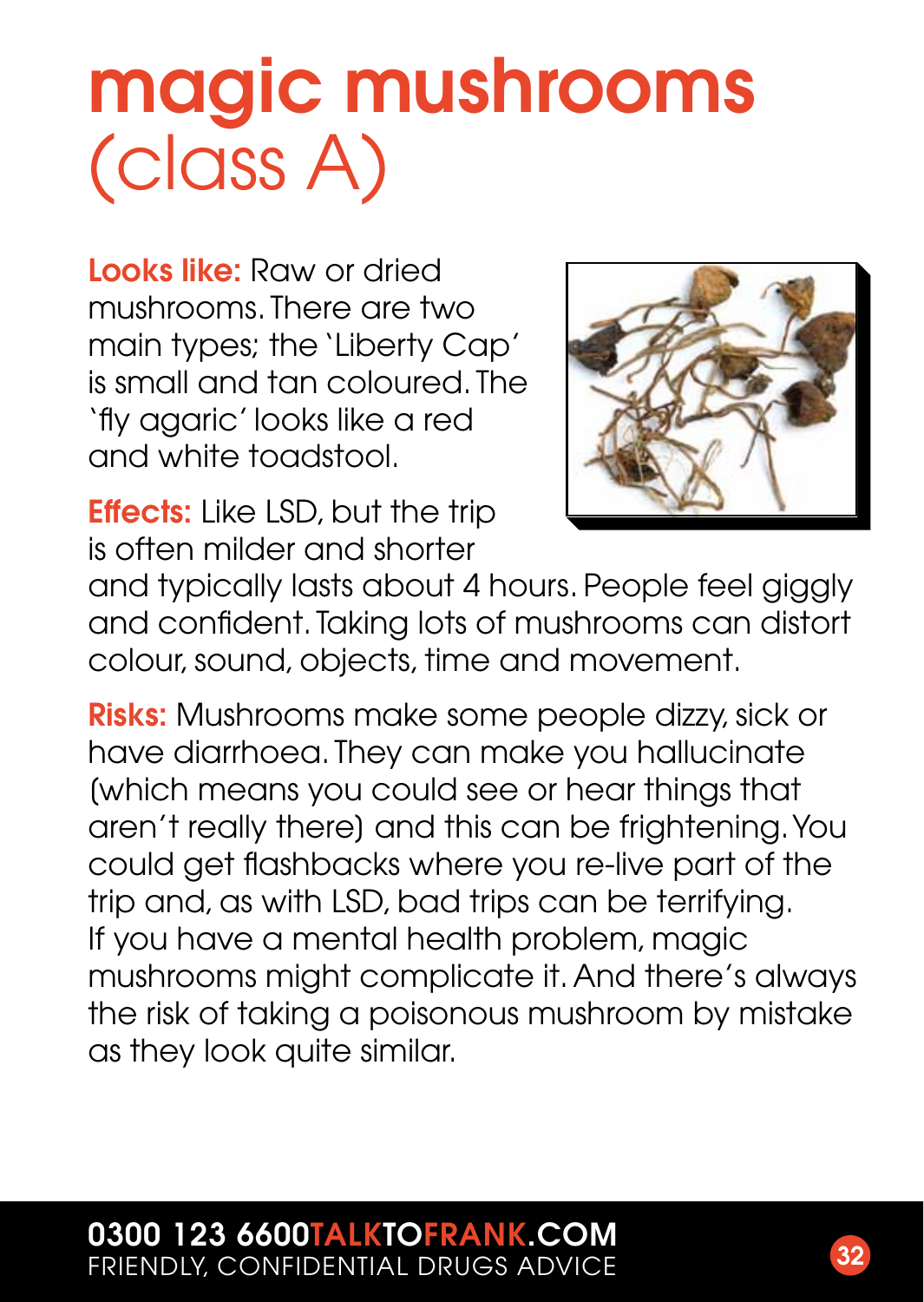# magic mushrooms (class A)

**Looks like:** Raw or dried mushrooms. There are two main types; the 'Liberty Cap' is small and tan coloured. The 'fly agaric' looks like a red and white toadstool.

**Effects:** Like LSD, but the trip is often milder and shorter and typically lasts about 4 hours. People feel giggly and confident. Taking lots of mushrooms can distort colour, sound, objects, time and movement.

**Risks:** Mushrooms make some people dizzy, sick or have diarrhoea. They can make you hallucinate (which means you could see or hear things that aren't really there) and this can be frightening. You could get flashbacks where you re-live part of the trip and, as with LSD, bad trips can be terrifying. If you have a mental health problem, magic mushrooms might complicate it. And there's always the risk of taking a poisonous mushroom by mistake as they look quite similar.

**0300 123 6600 TALKTOFRANK.COM**
FRIENDLY, CONFIDENTIAL DRUGS ADVICE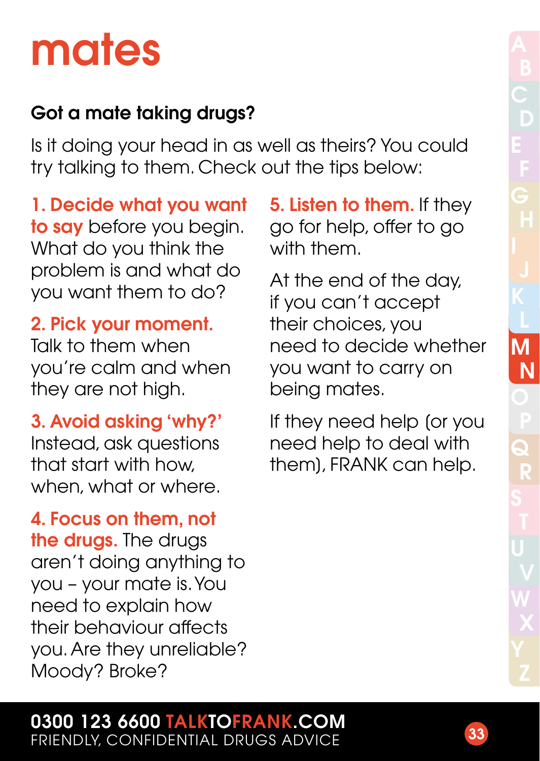# mates

## Got a mate taking drugs?

Is it doing your head in as well as theirs? You could try talking to them. Check out the tips below:

**1. Decide what you want to say** before you begin. What do you think the problem is and what do you want them to do?

**2. Pick your moment.** Talk to them when you're calm and when they are not high.

**3. Avoid asking 'why?'** Instead, ask questions that start with how, when, what or where.

**4. Focus on them, not the drugs.** The drugs aren't doing anything to you – your mate is. You need to explain how their behaviour affects you. Are they unreliable? Moody? Broke?

**5. Listen to them.** If they go for help, offer to go with them.

At the end of the day, if you can't accept their choices, you need to decide whether you want to carry on being mates.

If they need help (or you need help to deal with them), FRANK can help.

**0300 123 6600 TALKTOFRANK.COM**
FRIENDLY, CONFIDENTIAL DRUGS ADVICE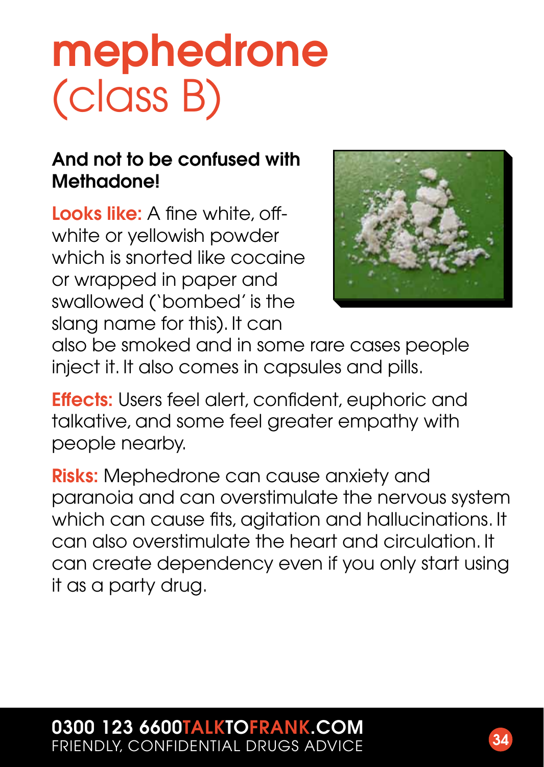# mephedrone (class B)

**And not to be confused with Methadone!**

**Looks like:** A fine white, off-white or yellowish powder which is snorted like cocaine or wrapped in paper and swallowed ('bombed' is the slang name for this). It can also be smoked and in some rare cases people inject it. It also comes in capsules and pills.

**Effects:** Users feel alert, confident, euphoric and talkative, and some feel greater empathy with people nearby.

**Risks:** Mephedrone can cause anxiety and paranoia and can overstimulate the nervous system which can cause fits, agitation and hallucinations. It can also overstimulate the heart and circulation. It can create dependency even if you only start using it as a party drug.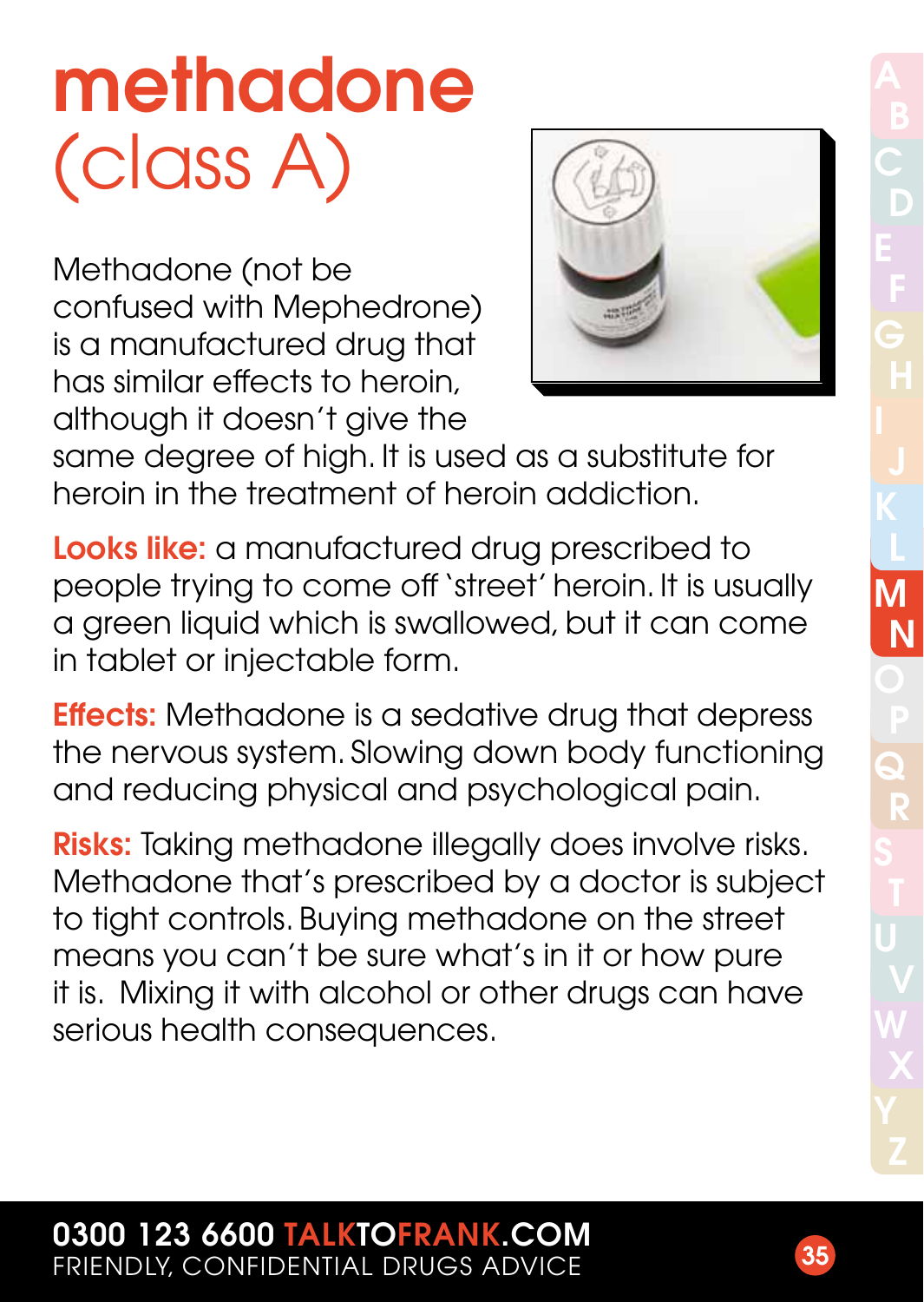# methadone (class A)

Methadone (not be confused with Mephedrone) is a manufactured drug that has similar effects to heroin, although it doesn't give the same degree of high. It is used as a substitute for heroin in the treatment of heroin addiction.

**Looks like:** a manufactured drug prescribed to people trying to come off 'street' heroin. It is usually a green liquid which is swallowed, but it can come in tablet or injectable form.

**Effects:** Methadone is a sedative drug that depress the nervous system. Slowing down body functioning and reducing physical and psychological pain.

**Risks:** Taking methadone illegally does involve risks. Methadone that's prescribed by a doctor is subject to tight controls. Buying methadone on the street means you can't be sure what's in it or how pure it is. Mixing it with alcohol or other drugs can have serious health consequences.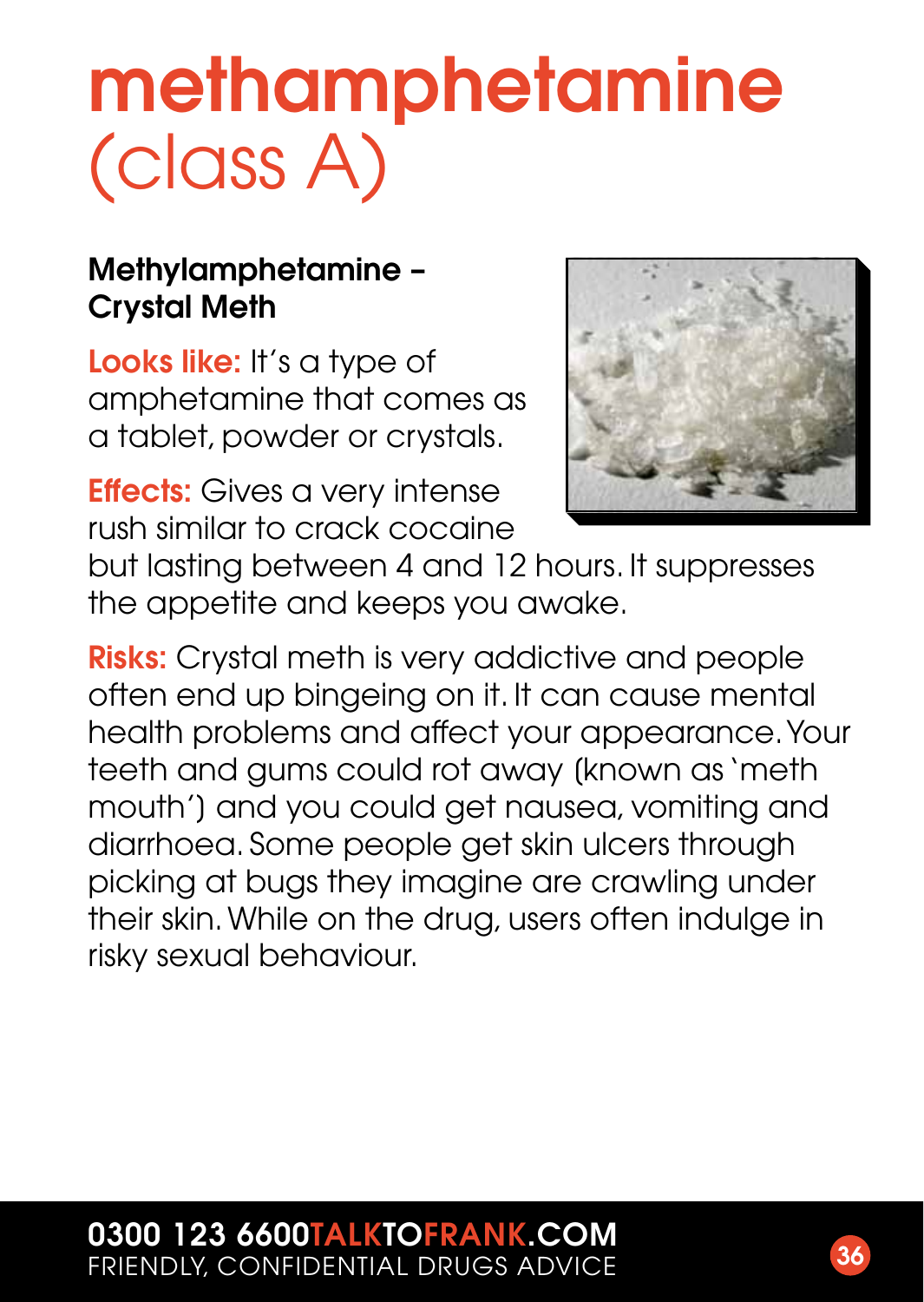# methamphetamine (class A)

**Methylamphetamine – Crystal Meth**

**Looks like:** It's a type of amphetamine that comes as a tablet, powder or crystals.

**Effects:** Gives a very intense rush similar to crack cocaine but lasting between 4 and 12 hours. It suppresses the appetite and keeps you awake.

**Risks:** Crystal meth is very addictive and people often end up bingeing on it. It can cause mental health problems and affect your appearance. Your teeth and gums could rot away (known as 'meth mouth') and you could get nausea, vomiting and diarrhoea. Some people get skin ulcers through picking at bugs they imagine are crawling under their skin. While on the drug, users often indulge in risky sexual behaviour.

**0300 123 6600 TALKTOFRANK.COM**
FRIENDLY, CONFIDENTIAL DRUGS ADVICE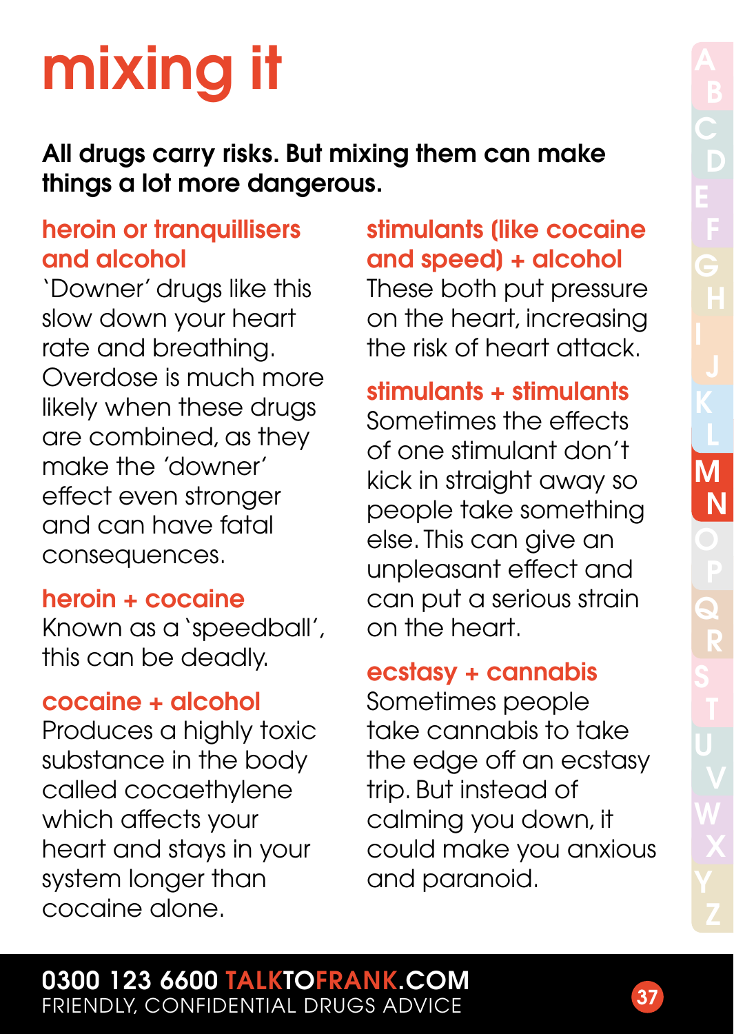# mixing it

**All drugs carry risks. But mixing them can make things a lot more dangerous.**

## heroin or tranquillisers and alcohol

'Downer' drugs like this slow down your heart rate and breathing. Overdose is much more likely when these drugs are combined, as they make the 'downer' effect even stronger and can have fatal consequences.

## heroin + cocaine

Known as a 'speedball', this can be deadly.

## cocaine + alcohol

Produces a highly toxic substance in the body called cocaethylene which affects your heart and stays in your system longer than cocaine alone.

## stimulants (like cocaine and speed) + alcohol

These both put pressure on the heart, increasing the risk of heart attack.

## stimulants + stimulants

Sometimes the effects of one stimulant don't kick in straight away so people take something else. This can give an unpleasant effect and can put a serious strain on the heart.

## ecstasy + cannabis

Sometimes people take cannabis to take the edge off an ecstasy trip. But instead of calming you down, it could make you anxious and paranoid.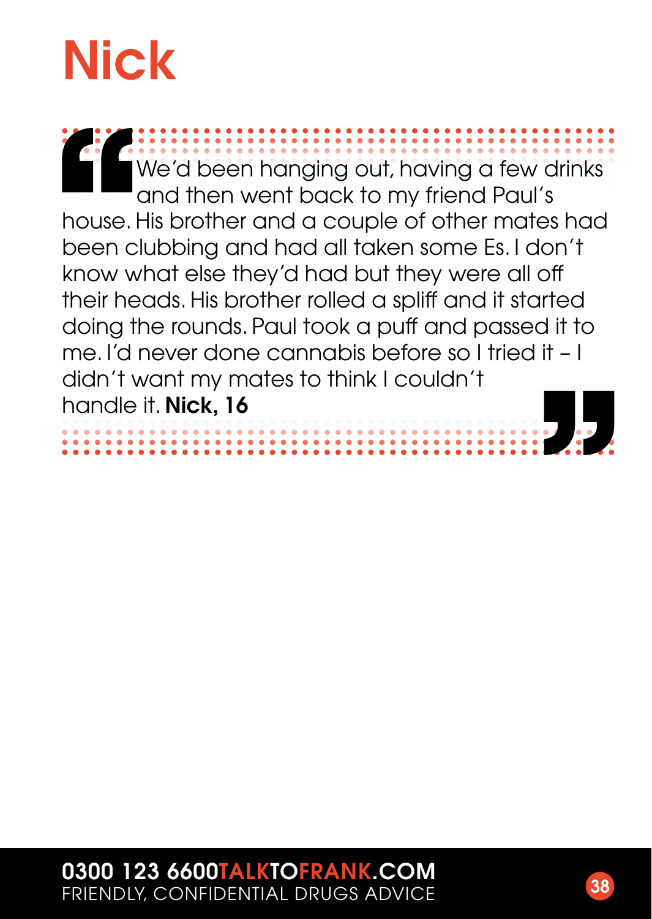# Nick

> We'd been hanging out, having a few drinks and then went back to my friend Paul's house. His brother and a couple of other mates had been clubbing and had all taken some Es. I don't know what else they'd had but they were all off their heads. His brother rolled a spliff and it started doing the rounds. Paul took a puff and passed it to me. I'd never done cannabis before so I tried it – I didn't want my mates to think I couldn't handle it. **Nick, 16**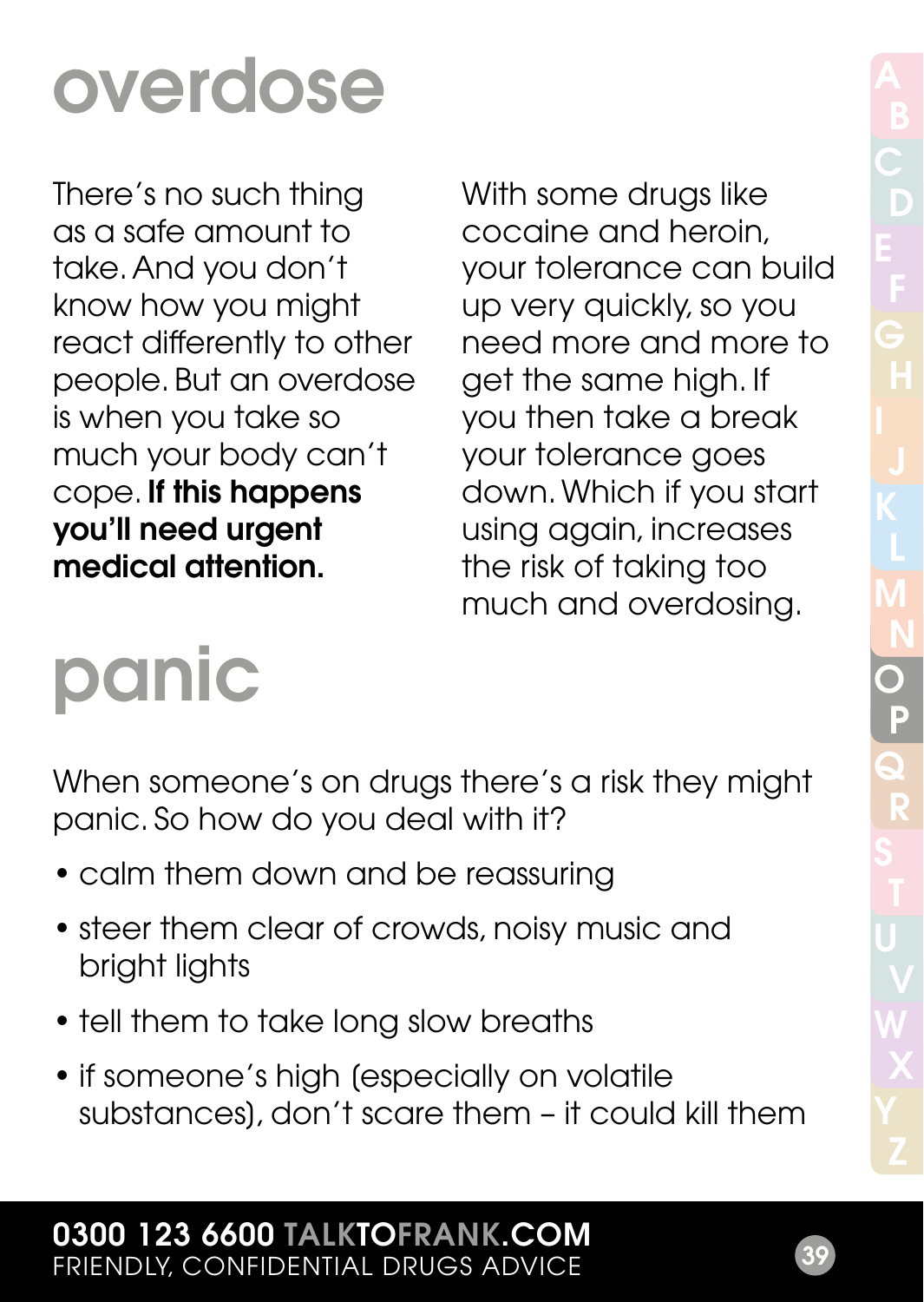# overdose

There's no such thing as a safe amount to take. And you don't know how you might react differently to other people. But an overdose is when you take so much your body can't cope. **If this happens you'll need urgent medical attention.**

With some drugs like cocaine and heroin, your tolerance can build up very quickly, so you need more and more to get the same high. If you then take a break your tolerance goes down. Which if you start using again, increases the risk of taking too much and overdosing.

# panic

When someone's on drugs there's a risk they might panic. So how do you deal with it?

- calm them down and be reassuring
- steer them clear of crowds, noisy music and bright lights
- tell them to take long slow breaths
- if someone's high (especially on volatile substances), don't scare them – it could kill them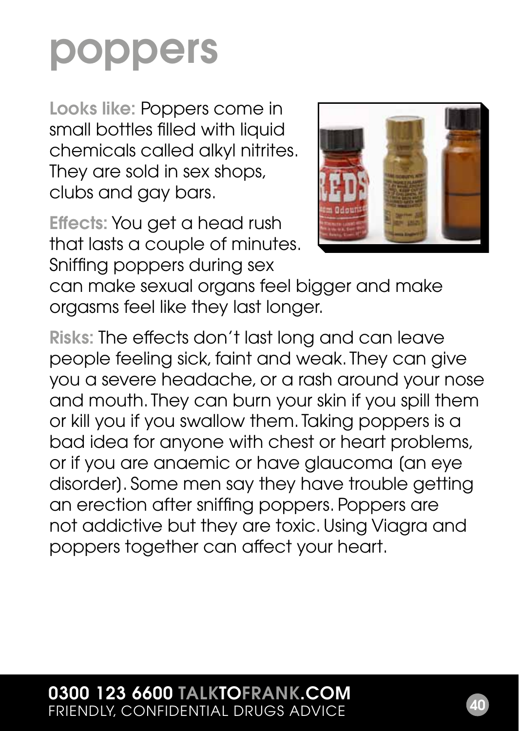# poppers

**Looks like:** Poppers come in small bottles filled with liquid chemicals called alkyl nitrites. They are sold in sex shops, clubs and gay bars.

**Effects:** You get a head rush that lasts a couple of minutes. Sniffing poppers during sex can make sexual organs feel bigger and make orgasms feel like they last longer.

**Risks:** The effects don't last long and can leave people feeling sick, faint and weak. They can give you a severe headache, or a rash around your nose and mouth. They can burn your skin if you spill them or kill you if you swallow them. Taking poppers is a bad idea for anyone with chest or heart problems, or if you are anaemic or have glaucoma (an eye disorder). Some men say they have trouble getting an erection after sniffing poppers. Poppers are not addictive but they are toxic. Using Viagra and poppers together can affect your heart.

**0300 123 6600 TALKTOFRANK.COM**
FRIENDLY, CONFIDENTIAL DRUGS ADVICE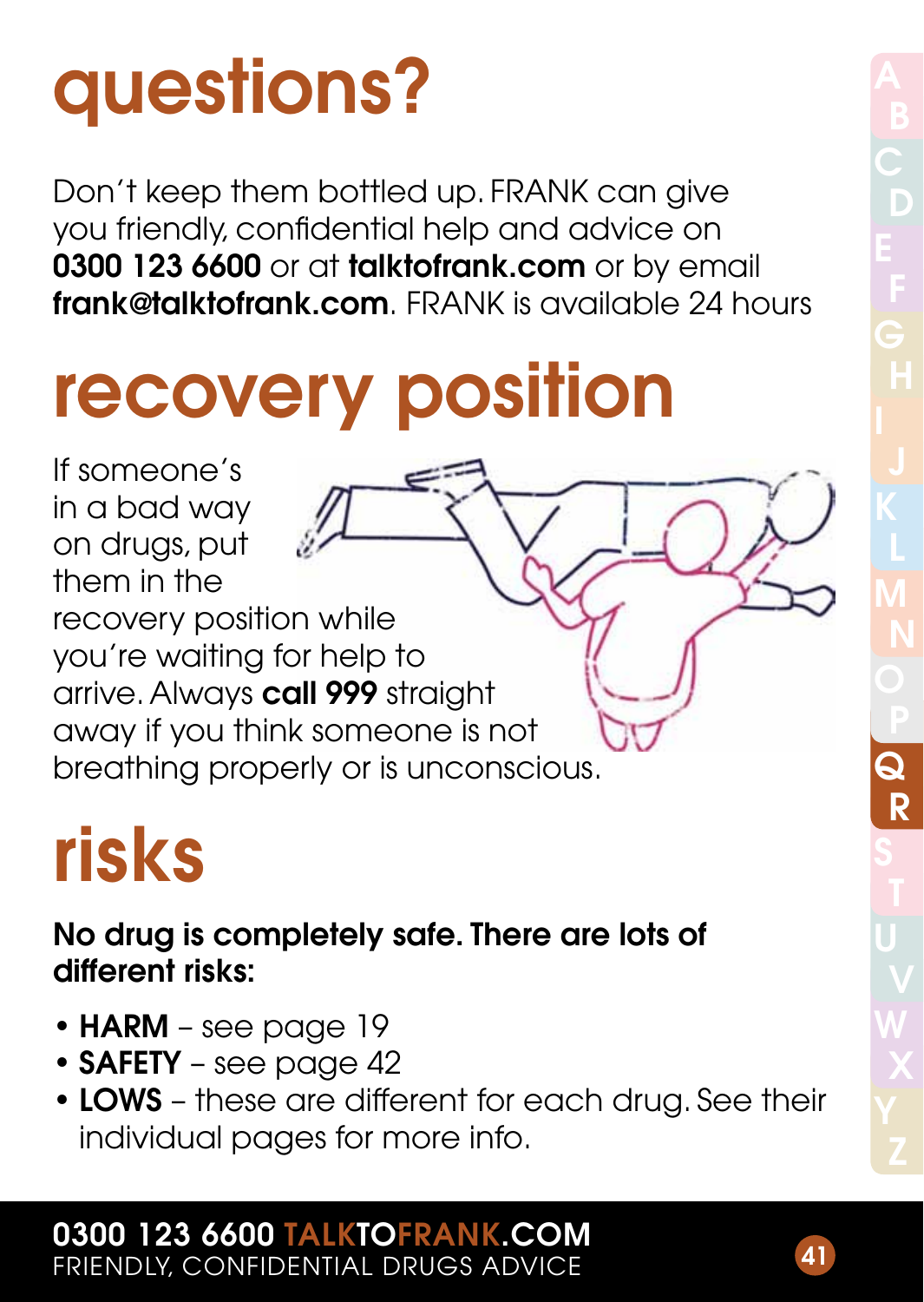# questions?

Don't keep them bottled up. FRANK can give you friendly, confidential help and advice on **0300 123 6600** or at **talktofrank.com** or by email **frank@talktofrank.com**. FRANK is available 24 hours

# recovery position

If someone's in a bad way on drugs, put them in the recovery position while you're waiting for help to arrive. Always **call 999** straight away if you think someone is not breathing properly or is unconscious.

# risks

**No drug is completely safe. There are lots of different risks:**

- **HARM** – see page 19
- **SAFETY** – see page 42
- **LOWS** – these are different for each drug. See their individual pages for more info.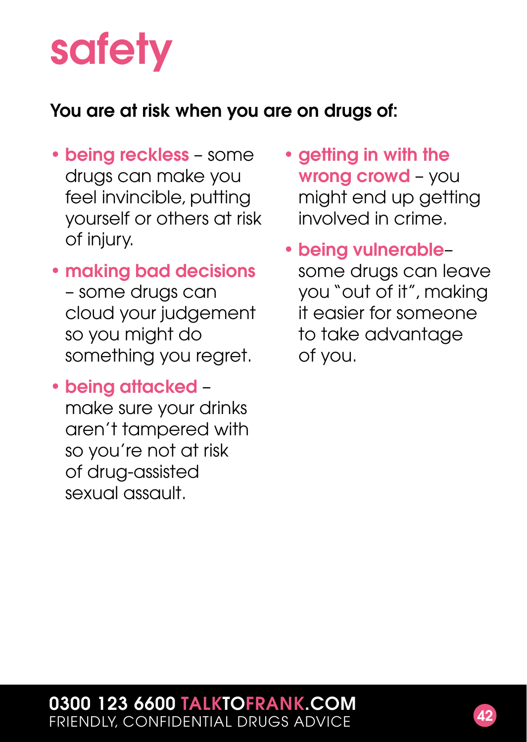# safety

**You are at risk when you are on drugs of:**

- **being reckless** – some drugs can make you feel invincible, putting yourself or others at risk of injury.
- **making bad decisions** – some drugs can cloud your judgement so you might do something you regret.
- **being attacked** – make sure your drinks aren't tampered with so you're not at risk of drug-assisted sexual assault.
- **getting in with the wrong crowd** – you might end up getting involved in crime.
- **being vulnerable**– some drugs can leave you "out of it", making it easier for someone to take advantage of you.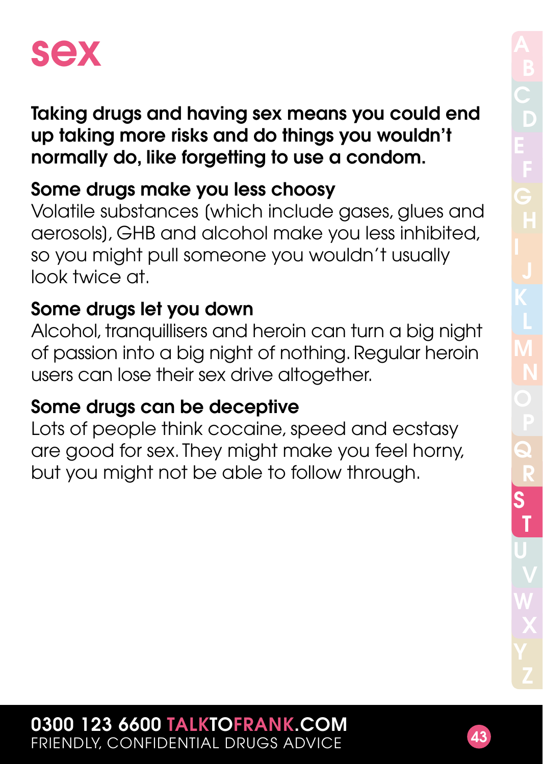# sex

**Taking drugs and having sex means you could end up taking more risks and do things you wouldn't normally do, like forgetting to use a condom.**

### Some drugs make you less choosy

Volatile substances (which include gases, glues and aerosols), GHB and alcohol make you less inhibited, so you might pull someone you wouldn't usually look twice at.

### Some drugs let you down

Alcohol, tranquillisers and heroin can turn a big night of passion into a big night of nothing. Regular heroin users can lose their sex drive altogether.

### Some drugs can be deceptive

Lots of people think cocaine, speed and ecstasy are good for sex. They might make you feel horny, but you might not be able to follow through.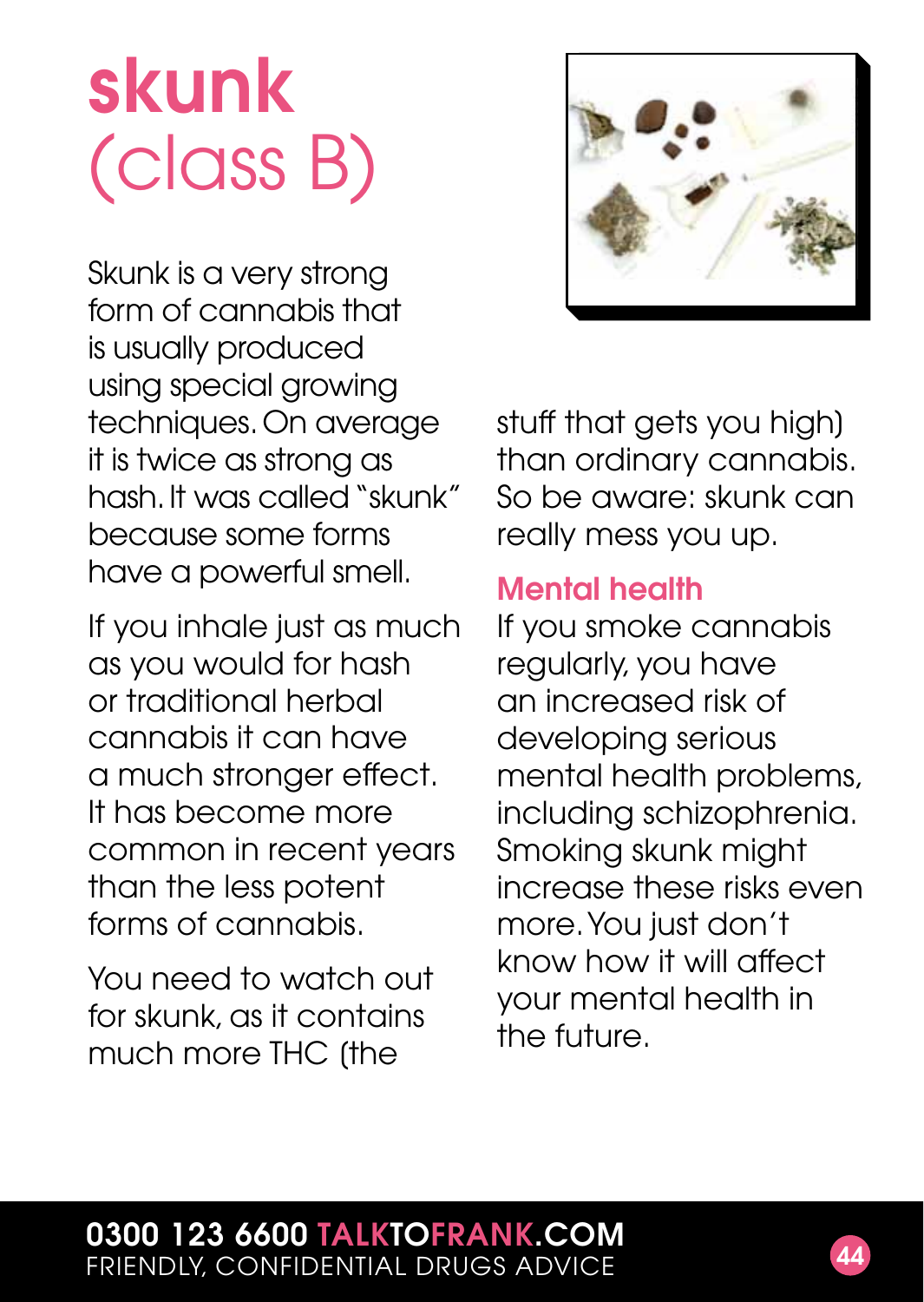# skunk (class B)

Skunk is a very strong form of cannabis that is usually produced using special growing techniques. On average it is twice as strong as hash. It was called "skunk" because some forms have a powerful smell.

If you inhale just as much as you would for hash or traditional herbal cannabis it can have a much stronger effect. It has become more common in recent years than the less potent forms of cannabis.

You need to watch out for skunk, as it contains much more THC (the stuff that gets you high) than ordinary cannabis. So be aware: skunk can really mess you up.

## Mental health

If you smoke cannabis regularly, you have an increased risk of developing serious mental health problems, including schizophrenia. Smoking skunk might increase these risks even more. You just don't know how it will affect your mental health in the future.

**0300 123 6600 TALKTOFRANK.COM**
FRIENDLY, CONFIDENTIAL DRUGS ADVICE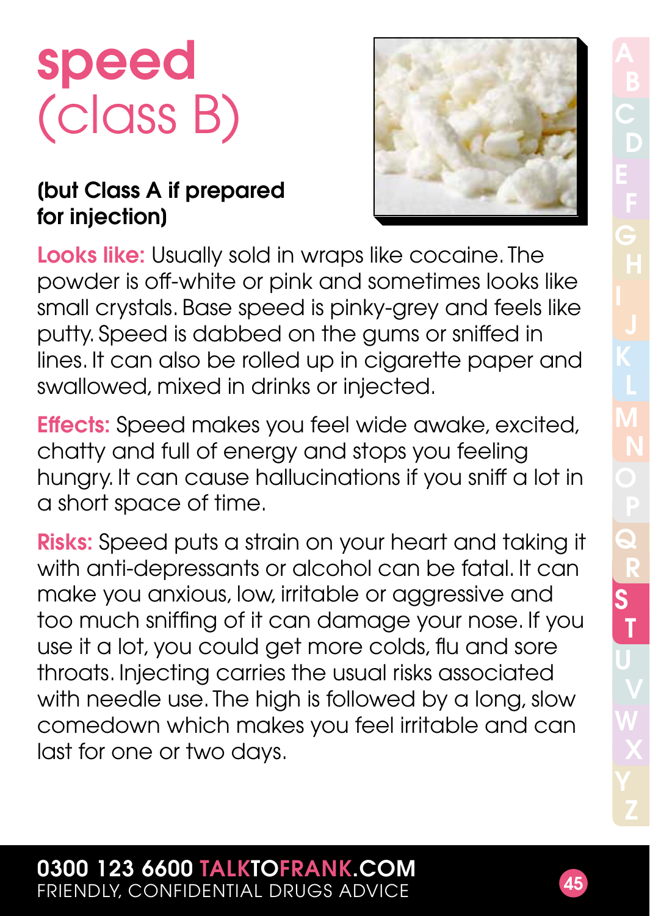# speed
## (class B)

**(but Class A if prepared for injection)**

**Looks like:** Usually sold in wraps like cocaine. The powder is off-white or pink and sometimes looks like small crystals. Base speed is pinky-grey and feels like putty. Speed is dabbed on the gums or sniffed in lines. It can also be rolled up in cigarette paper and swallowed, mixed in drinks or injected.

**Effects:** Speed makes you feel wide awake, excited, chatty and full of energy and stops you feeling hungry. It can cause hallucinations if you sniff a lot in a short space of time.

**Risks:** Speed puts a strain on your heart and taking it with anti-depressants or alcohol can be fatal. It can make you anxious, low, irritable or aggressive and too much sniffing of it can damage your nose. If you use it a lot, you could get more colds, flu and sore throats. Injecting carries the usual risks associated with needle use. The high is followed by a long, slow comedown which makes you feel irritable and can last for one or two days.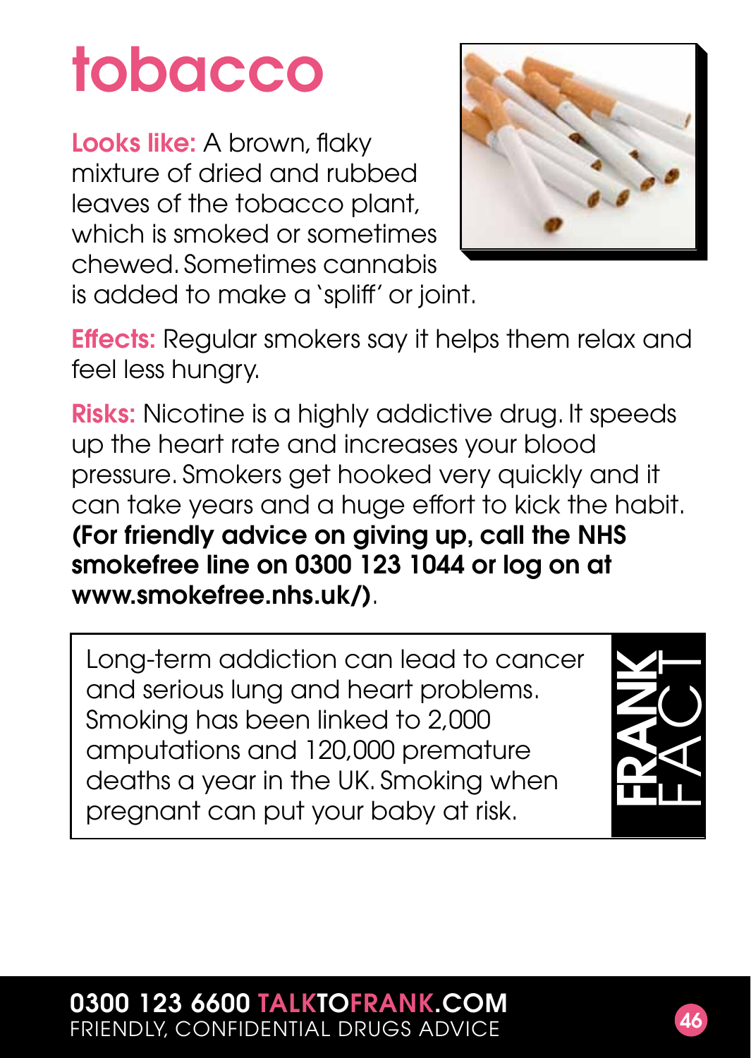# tobacco

**Looks like:** A brown, flaky mixture of dried and rubbed leaves of the tobacco plant, which is smoked or sometimes chewed. Sometimes cannabis is added to make a 'spliff' or joint.

**Effects:** Regular smokers say it helps them relax and feel less hungry.

**Risks:** Nicotine is a highly addictive drug. It speeds up the heart rate and increases your blood pressure. Smokers get hooked very quickly and it can take years and a huge effort to kick the habit. **(For friendly advice on giving up, call the NHS smokefree line on 0300 123 1044 or log on at www.smokefree.nhs.uk/)**.

> **FRANK FACT**
>
> Long-term addiction can lead to cancer and serious lung and heart problems. Smoking has been linked to 2,000 amputations and 120,000 premature deaths a year in the UK. Smoking when pregnant can put your baby at risk.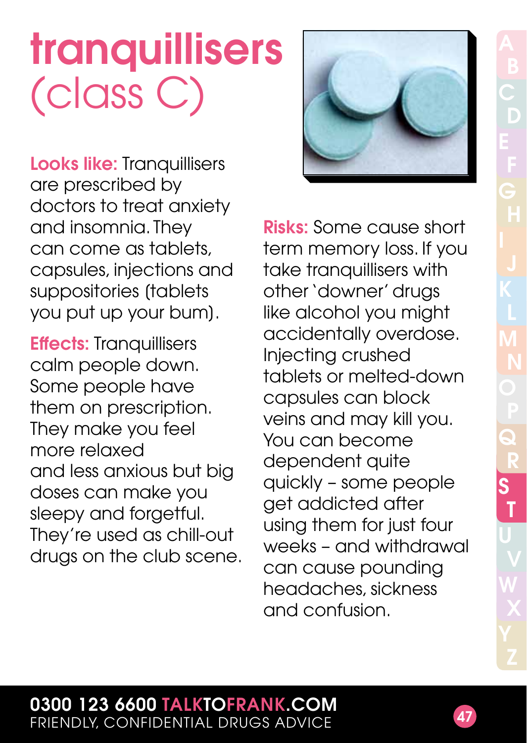# tranquillisers (class C)

**Looks like:** Tranquillisers are prescribed by doctors to treat anxiety and insomnia. They can come as tablets, capsules, injections and suppositories (tablets you put up your bum).

**Effects:** Tranquillisers calm people down. Some people have them on prescription. They make you feel more relaxed and less anxious but big doses can make you sleepy and forgetful. They're used as chill-out drugs on the club scene.

**Risks:** Some cause short term memory loss. If you take tranquillisers with other 'downer' drugs like alcohol you might accidentally overdose. Injecting crushed tablets or melted-down capsules can block veins and may kill you. You can become dependent quite quickly – some people get addicted after using them for just four weeks – and withdrawal can cause pounding headaches, sickness and confusion.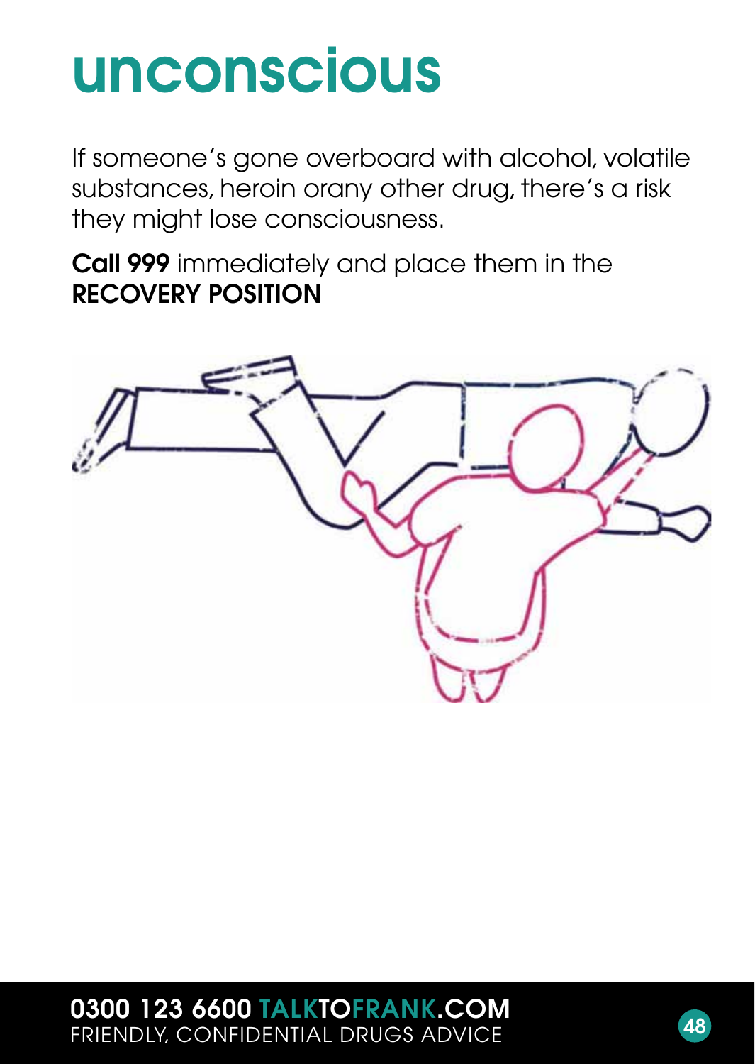# unconscious

If someone's gone overboard with alcohol, volatile substances, heroin orany other drug, there's a risk they might lose consciousness.

**Call 999** immediately and place them in the **RECOVERY POSITION**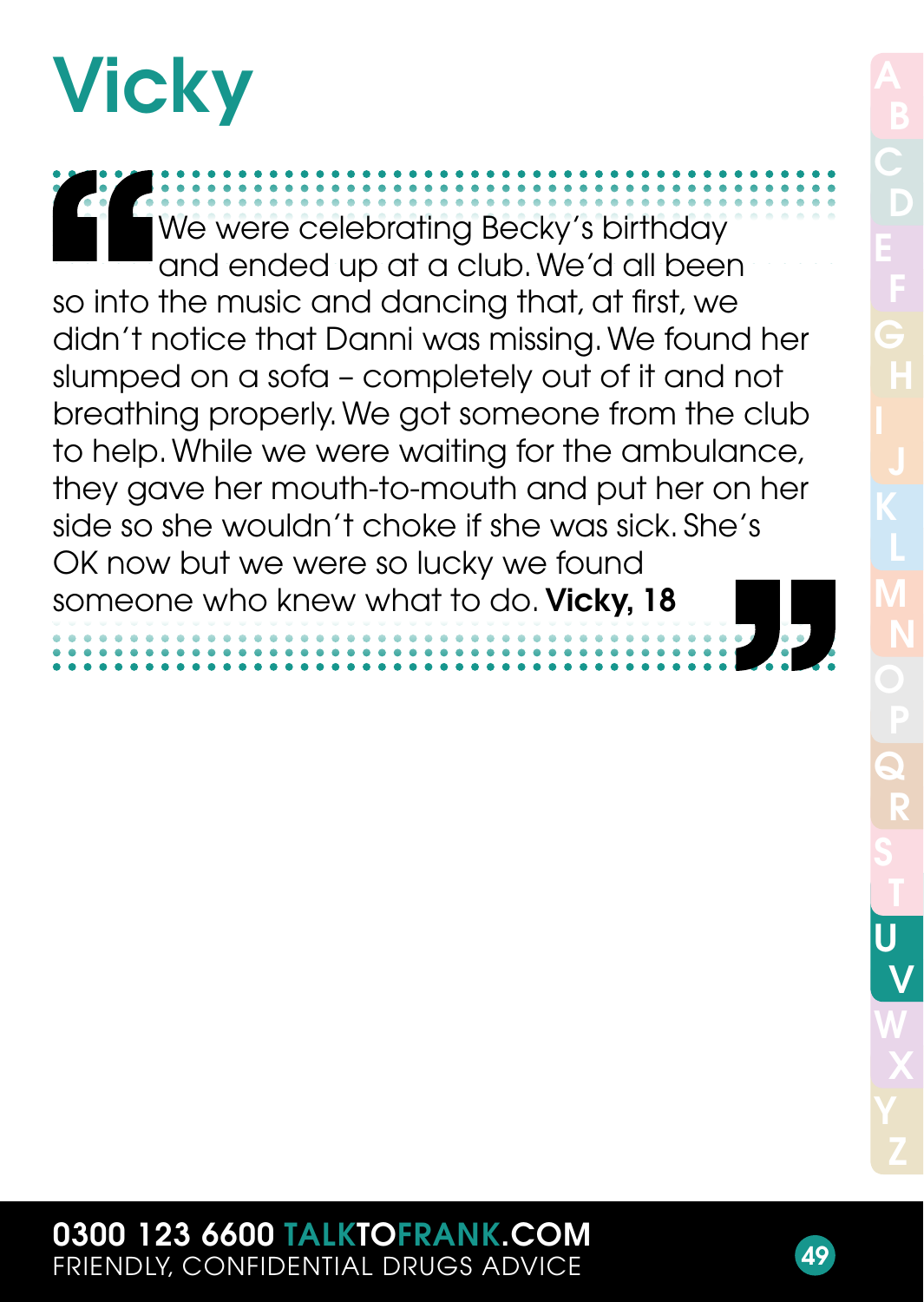# Vicky

"We were celebrating Becky's birthday and ended up at a club. We'd all been so into the music and dancing that, at first, we didn't notice that Danni was missing. We found her slumped on a sofa – completely out of it and not breathing properly. We got someone from the club to help. While we were waiting for the ambulance, they gave her mouth-to-mouth and put her on her side so she wouldn't choke if she was sick. She's OK now but we were so lucky we found someone who knew what to do. **Vicky, 18**"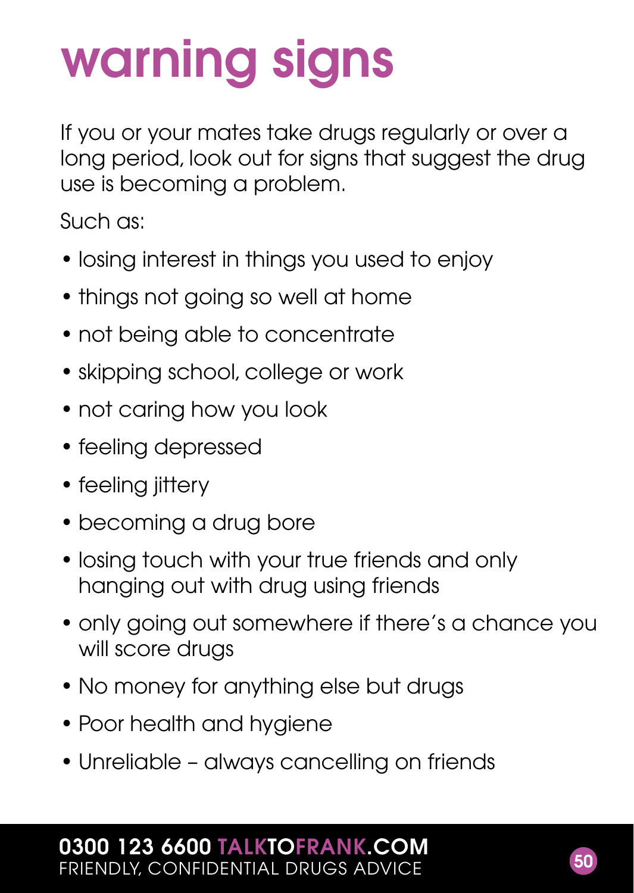# warning signs

If you or your mates take drugs regularly or over a long period, look out for signs that suggest the drug use is becoming a problem.

Such as:

- losing interest in things you used to enjoy
- things not going so well at home
- not being able to concentrate
- skipping school, college or work
- not caring how you look
- feeling depressed
- feeling jittery
- becoming a drug bore
- losing touch with your true friends and only hanging out with drug using friends
- only going out somewhere if there's a chance you will score drugs
- No money for anything else but drugs
- Poor health and hygiene
- Unreliable – always cancelling on friends

**0300 123 6600 TALKTOFRANK.COM**
FRIENDLY, CONFIDENTIAL DRUGS ADVICE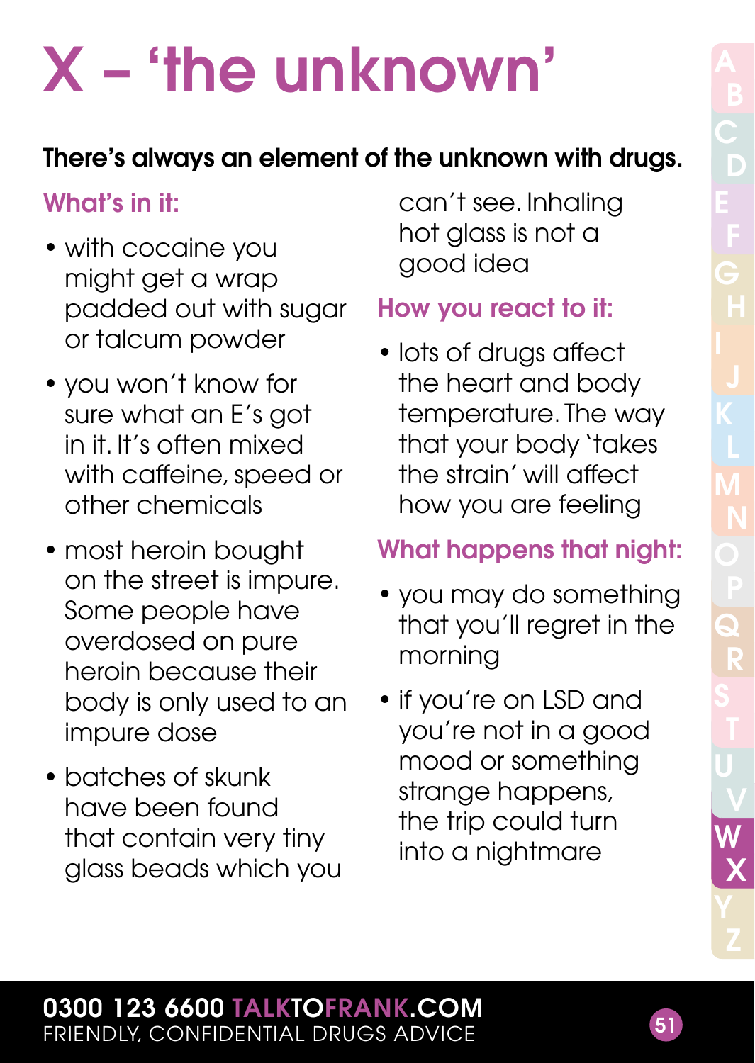# X – 'the unknown'

**There's always an element of the unknown with drugs.**

## What's in it:

- with cocaine you might get a wrap padded out with sugar or talcum powder
- you won't know for sure what an E's got in it. It's often mixed with caffeine, speed or other chemicals
- most heroin bought on the street is impure. Some people have overdosed on pure heroin because their body is only used to an impure dose
- batches of skunk have been found that contain very tiny glass beads which you can't see. Inhaling hot glass is not a good idea

## How you react to it:

- lots of drugs affect the heart and body temperature. The way that your body 'takes the strain' will affect how you are feeling

## What happens that night:

- you may do something that you'll regret in the morning
- if you're on LSD and you're not in a good mood or something strange happens, the trip could turn into a nightmare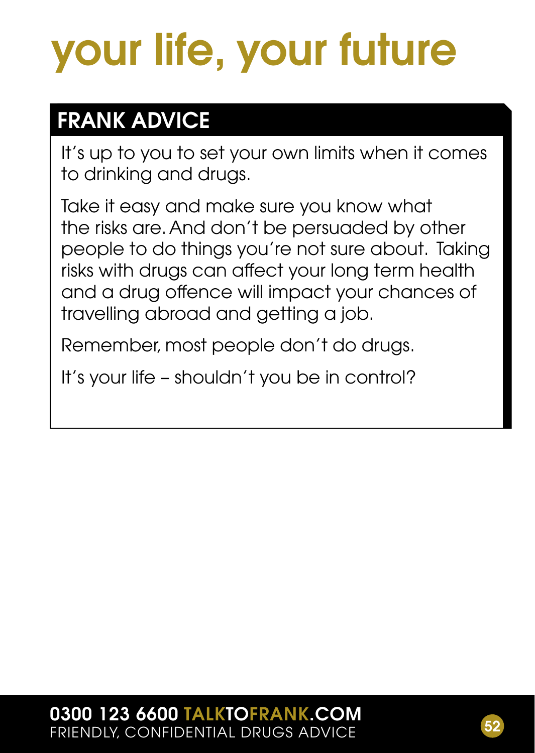# your life, your future

## FRANK ADVICE

It's up to you to set your own limits when it comes to drinking and drugs.

Take it easy and make sure you know what the risks are. And don't be persuaded by other people to do things you're not sure about. Taking risks with drugs can affect your long term health and a drug offence will impact your chances of travelling abroad and getting a job.

Remember, most people don't do drugs.

It's your life – shouldn't you be in control?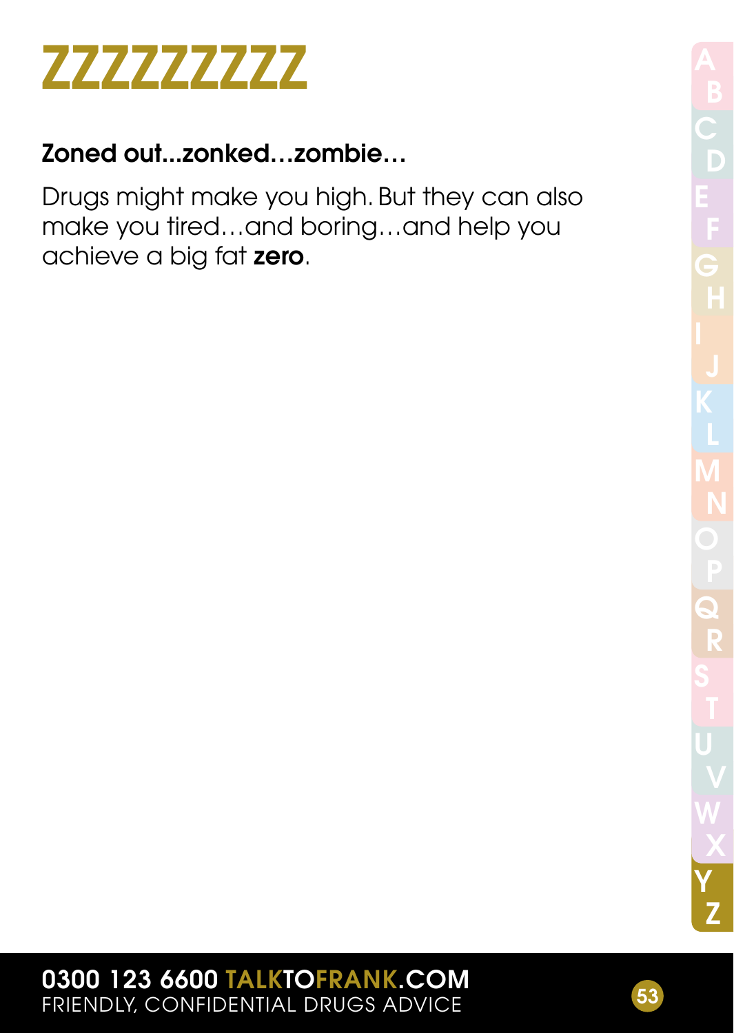# ZZZZZZZZZ

**Zoned out...zonked…zombie…**

Drugs might make you high. But they can also make you tired…and boring…and help you achieve a big fat **zero**.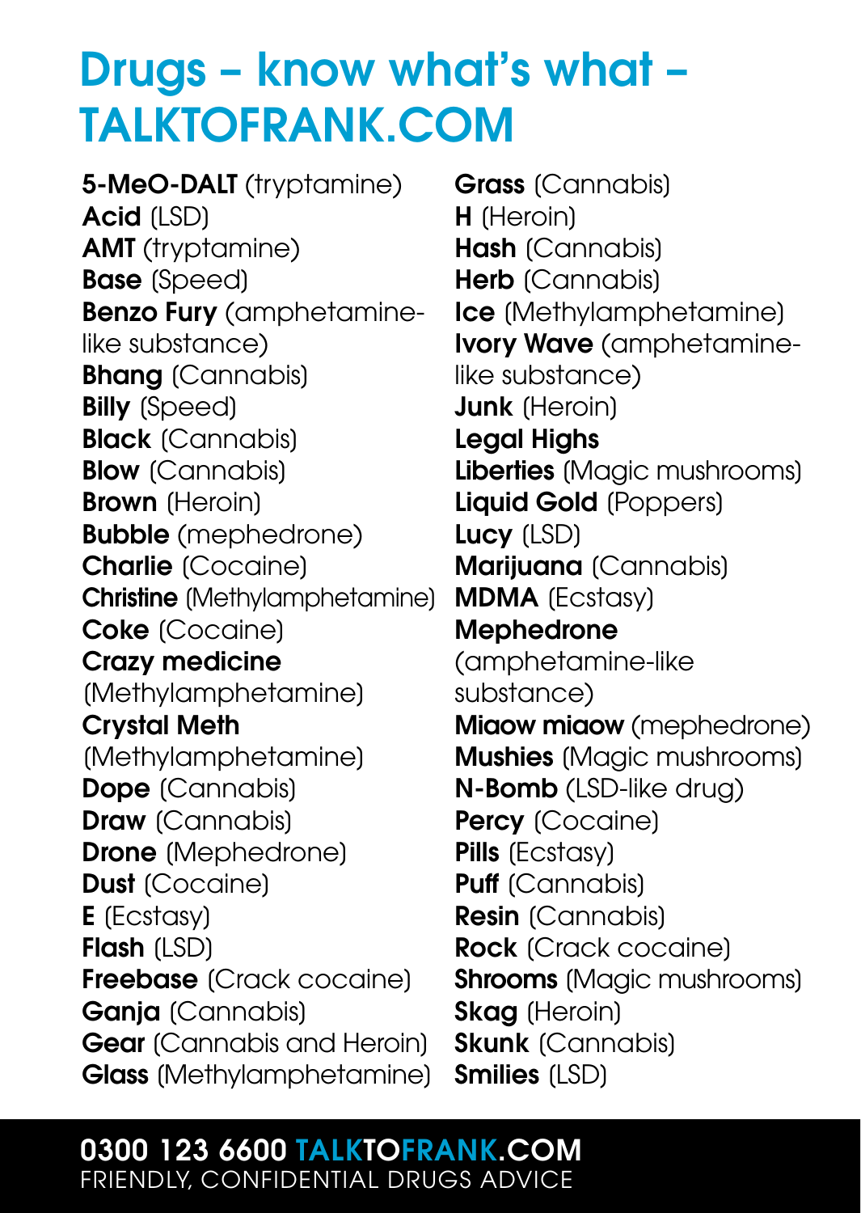# Drugs – know what's what – TALKTOFRANK.COM

**5-MeO-DALT** (tryptamine)
**Acid** (LSD)
**AMT** (tryptamine)
**Base** (Speed)
**Benzo Fury** (amphetamine-like substance)
**Bhang** (Cannabis)
**Billy** (Speed)
**Black** (Cannabis)
**Blow** (Cannabis)
**Brown** (Heroin)
**Bubble** (mephedrone)
**Charlie** (Cocaine)
**Christine** (Methylamphetamine)
**Coke** (Cocaine)
**Crazy medicine** (Methylamphetamine)
**Crystal Meth** (Methylamphetamine)
**Dope** (Cannabis)
**Draw** (Cannabis)
**Drone** (Mephedrone)
**Dust** (Cocaine)
**E** (Ecstasy)
**Flash** (LSD)
**Freebase** (Crack cocaine)
**Ganja** (Cannabis)
**Gear** (Cannabis and Heroin)
**Glass** (Methylamphetamine)
**Grass** (Cannabis)
**H** (Heroin)
**Hash** (Cannabis)
**Herb** (Cannabis)
**Ice** (Methylamphetamine)
**Ivory Wave** (amphetamine-like substance)
**Junk** (Heroin)
**Legal Highs**
**Liberties** (Magic mushrooms)
**Liquid Gold** (Poppers)
**Lucy** (LSD)
**Marijuana** (Cannabis)
**MDMA** (Ecstasy)
**Mephedrone** (amphetamine-like substance)
**Miaow miaow** (mephedrone)
**Mushies** (Magic mushrooms)
**N-Bomb** (LSD-like drug)
**Percy** (Cocaine)
**Pills** (Ecstasy)
**Puff** (Cannabis)
**Resin** (Cannabis)
**Rock** (Crack cocaine)
**Shrooms** (Magic mushrooms)
**Skag** (Heroin)
**Skunk** (Cannabis)
**Smilies** (LSD)

**0300 123 6600 TALKTOFRANK.COM**
FRIENDLY, CONFIDENTIAL DRUGS ADVICE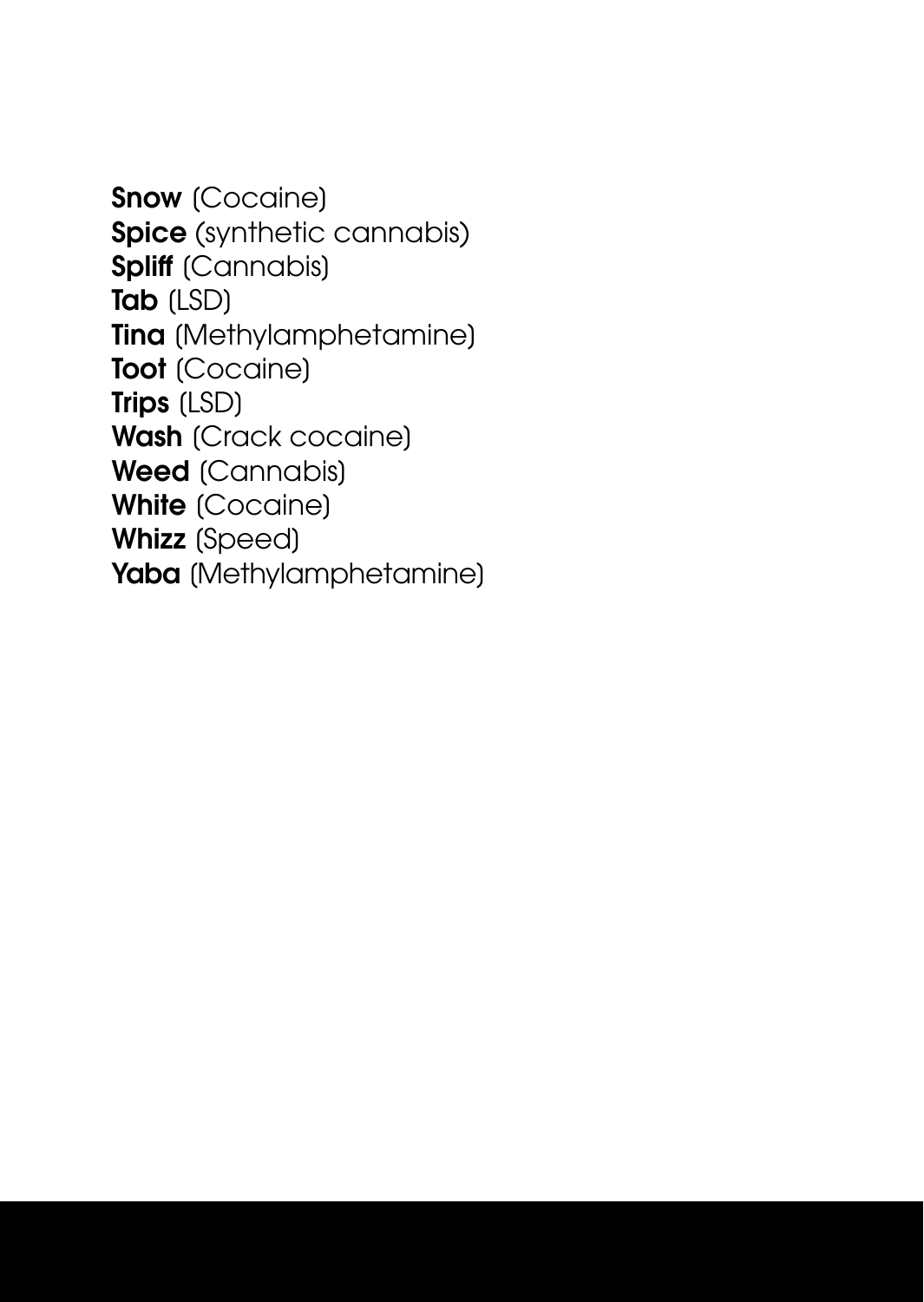**Snow** (Cocaine)
**Spice** (synthetic cannabis)
**Spliff** (Cannabis)
**Tab** (LSD)
**Tina** (Methylamphetamine)
**Toot** (Cocaine)
**Trips** (LSD)
**Wash** (Crack cocaine)
**Weed** (Cannabis)
**White** (Cocaine)
**Whizz** (Speed)
**Yaba** (Methylamphetamine)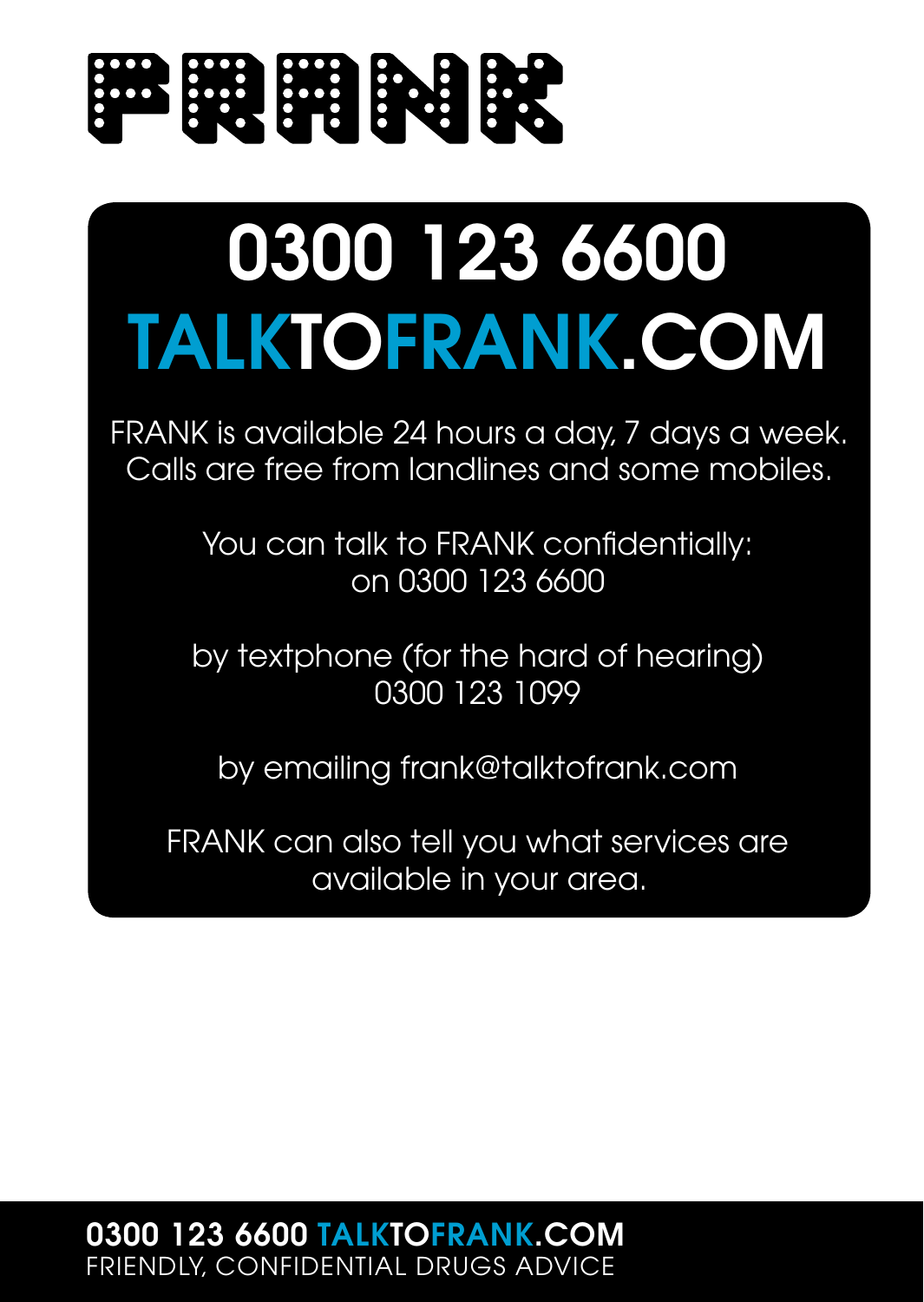# FRANK

## 0300 123 6600

## TALKTOFRANK.COM

FRANK is available 24 hours a day, 7 days a week.
Calls are free from landlines and some mobiles.

You can talk to FRANK confidentially:
on 0300 123 6600

by textphone (for the hard of hearing)
0300 123 1099

by emailing frank@talktofrank.com

FRANK can also tell you what services are available in your area.

**0300 123 6600 TALKTOFRANK.COM**
FRIENDLY, CONFIDENTIAL DRUGS ADVICE